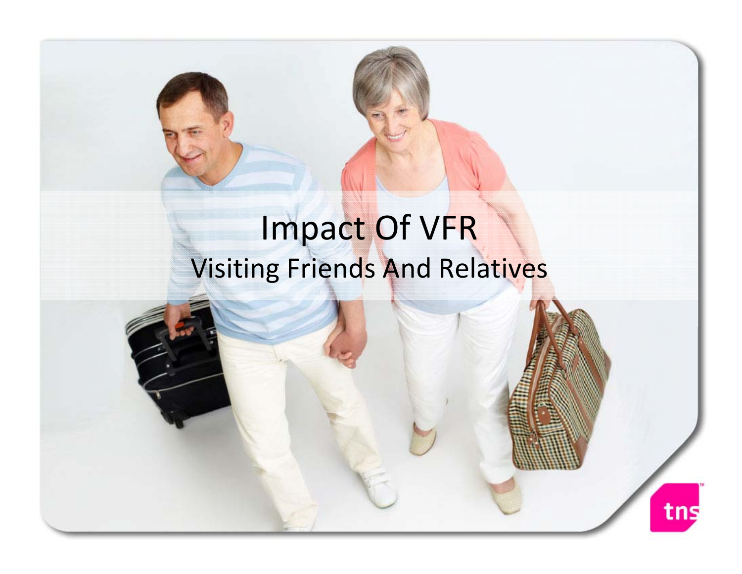# Impact Of VFR

## Visiting Friends And Relatives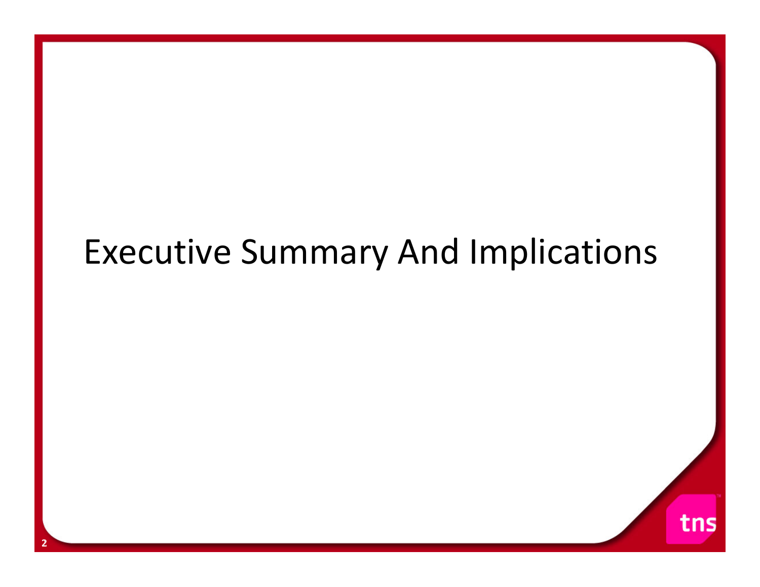# Executive Summary And Implications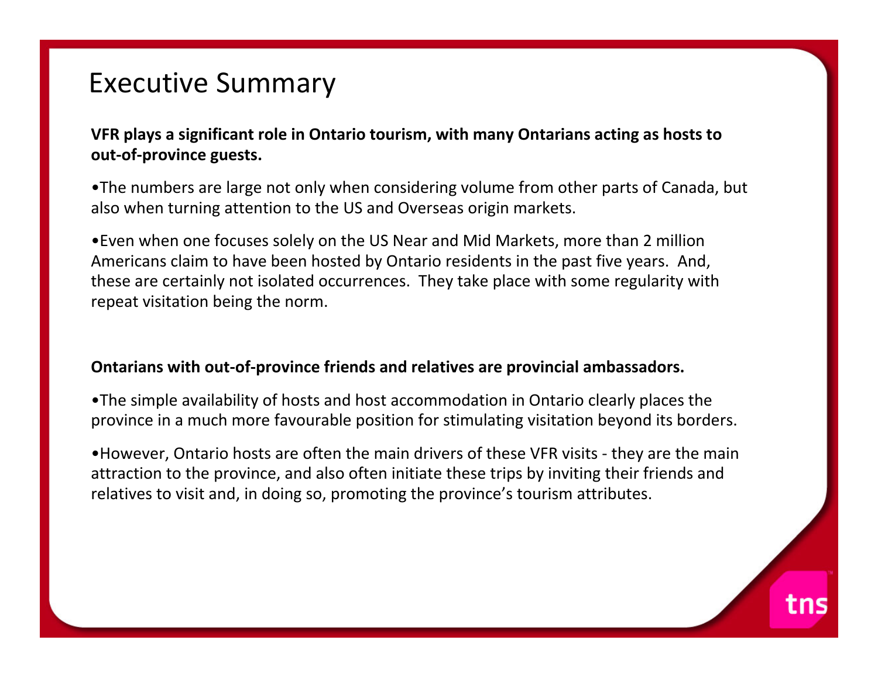# Executive Summary

**VFR plays a significant role in Ontario tourism, with many Ontarians acting as hosts to out-of-province guests.**

- The numbers are large not only when considering volume from other parts of Canada, but also when turning attention to the US and Overseas origin markets.
- Even when one focuses solely on the US Near and Mid Markets, more than 2 million Americans claim to have been hosted by Ontario residents in the past five years. And, these are certainly not isolated occurrences. They take place with some regularity with repeat visitation being the norm.

**Ontarians with out-of-province friends and relatives are provincial ambassadors.**

- The simple availability of hosts and host accommodation in Ontario clearly places the province in a much more favourable position for stimulating visitation beyond its borders.
- However, Ontario hosts are often the main drivers of these VFR visits - they are the main attraction to the province, and also often initiate these trips by inviting their friends and relatives to visit and, in doing so, promoting the province's tourism attributes.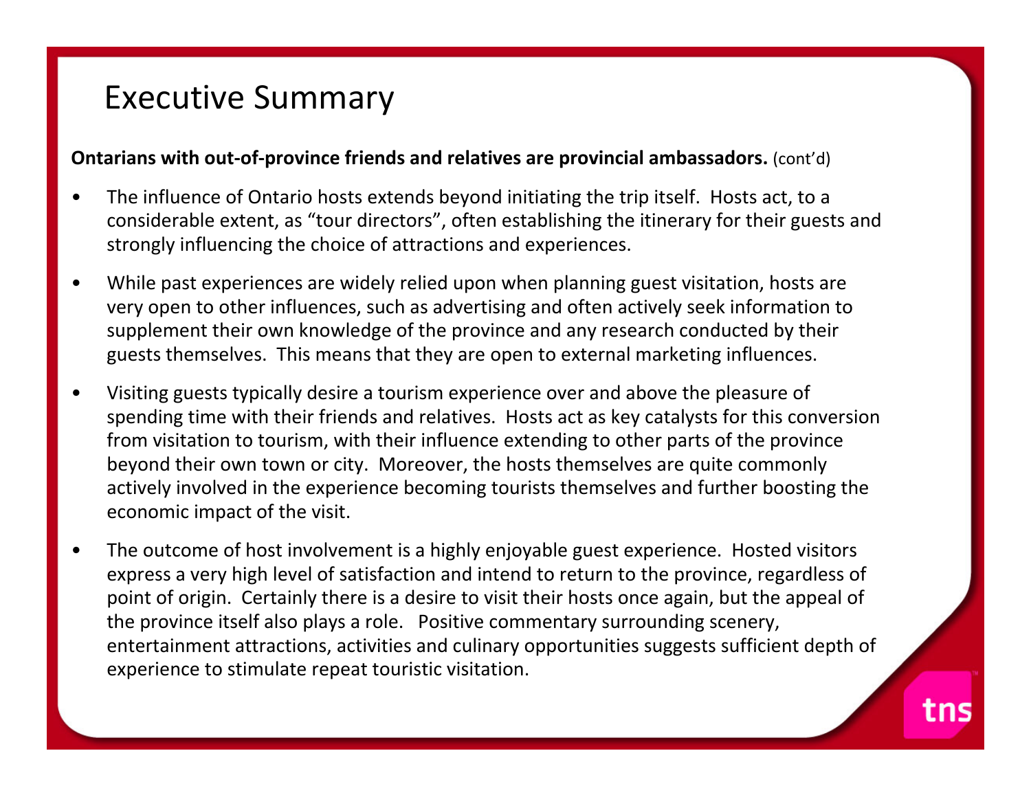# Executive Summary

**Ontarians with out-of-province friends and relatives are provincial ambassadors.** (cont'd)

- The influence of Ontario hosts extends beyond initiating the trip itself. Hosts act, to a considerable extent, as "tour directors", often establishing the itinerary for their guests and strongly influencing the choice of attractions and experiences.
- While past experiences are widely relied upon when planning guest visitation, hosts are very open to other influences, such as advertising and often actively seek information to supplement their own knowledge of the province and any research conducted by their guests themselves. This means that they are open to external marketing influences.
- Visiting guests typically desire a tourism experience over and above the pleasure of spending time with their friends and relatives. Hosts act as key catalysts for this conversion from visitation to tourism, with their influence extending to other parts of the province beyond their own town or city. Moreover, the hosts themselves are quite commonly actively involved in the experience becoming tourists themselves and further boosting the economic impact of the visit.
- The outcome of host involvement is a highly enjoyable guest experience. Hosted visitors express a very high level of satisfaction and intend to return to the province, regardless of point of origin. Certainly there is a desire to visit their hosts once again, but the appeal of the province itself also plays a role. Positive commentary surrounding scenery, entertainment attractions, activities and culinary opportunities suggests sufficient depth of experience to stimulate repeat touristic visitation.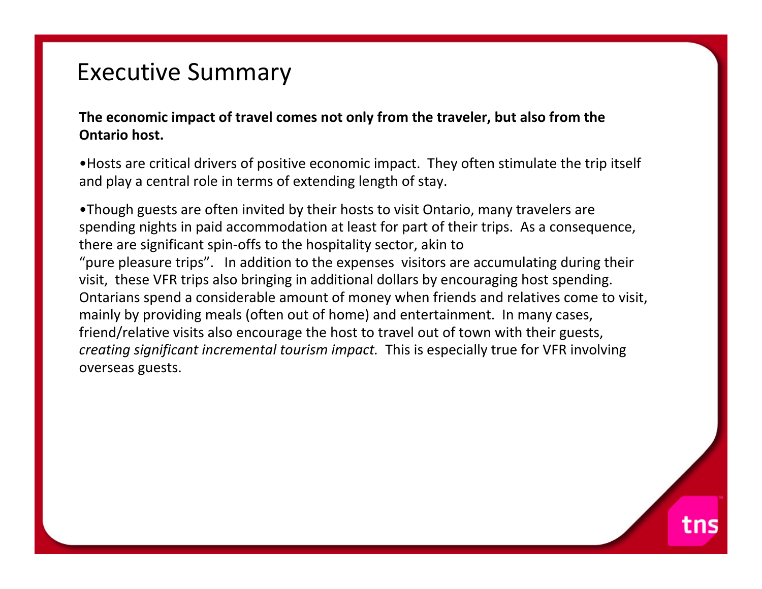# Executive Summary

**The economic impact of travel comes not only from the traveler, but also from the Ontario host.**

•Hosts are critical drivers of positive economic impact. They often stimulate the trip itself and play a central role in terms of extending length of stay.

•Though guests are often invited by their hosts to visit Ontario, many travelers are spending nights in paid accommodation at least for part of their trips. As a consequence, there are significant spin-offs to the hospitality sector, akin to "pure pleasure trips". In addition to the expenses visitors are accumulating during their visit, these VFR trips also bringing in additional dollars by encouraging host spending. Ontarians spend a considerable amount of money when friends and relatives come to visit, mainly by providing meals (often out of home) and entertainment. In many cases, friend/relative visits also encourage the host to travel out of town with their guests, *creating significant incremental tourism impact.* This is especially true for VFR involving overseas guests.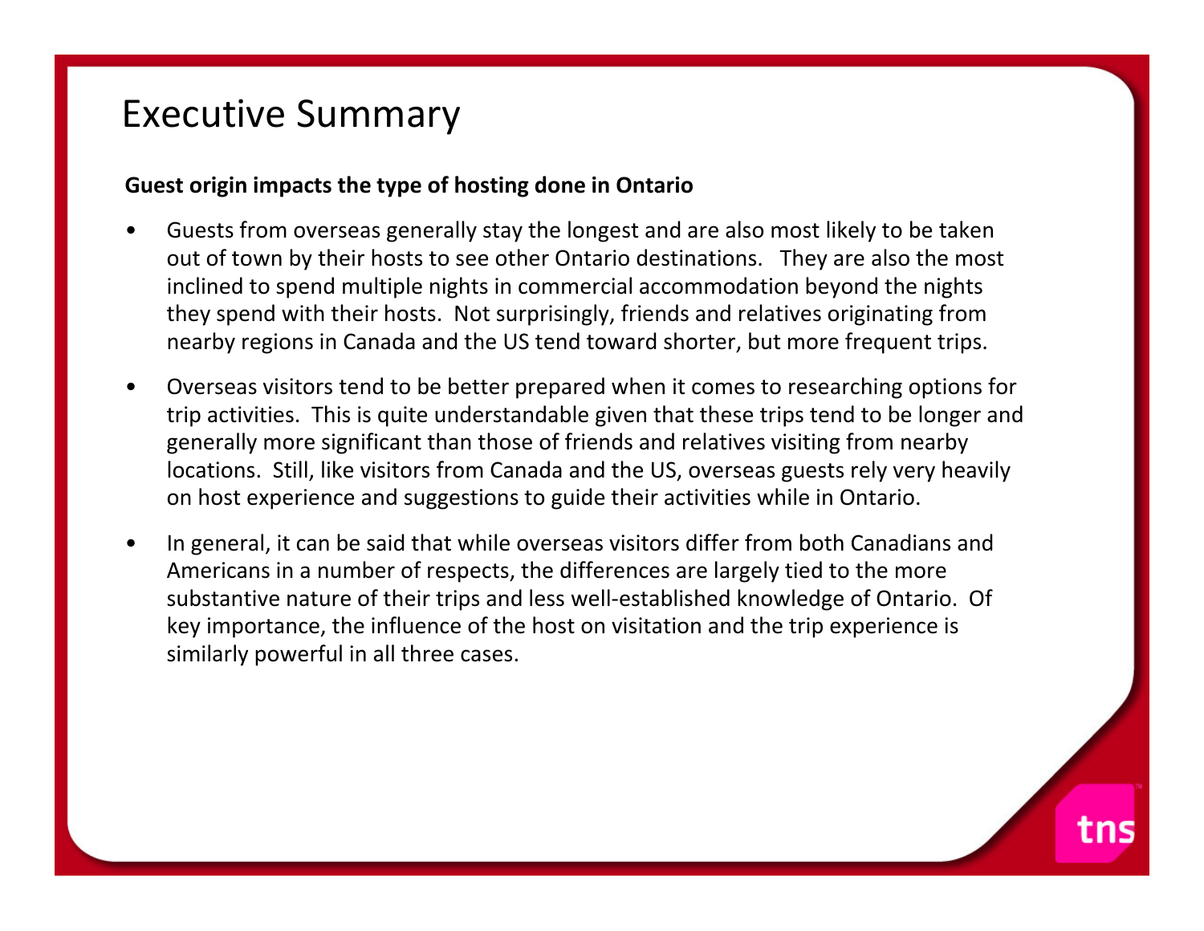# Executive Summary

**Guest origin impacts the type of hosting done in Ontario**

- Guests from overseas generally stay the longest and are also most likely to be taken out of town by their hosts to see other Ontario destinations. They are also the most inclined to spend multiple nights in commercial accommodation beyond the nights they spend with their hosts. Not surprisingly, friends and relatives originating from nearby regions in Canada and the US tend toward shorter, but more frequent trips.
- Overseas visitors tend to be better prepared when it comes to researching options for trip activities. This is quite understandable given that these trips tend to be longer and generally more significant than those of friends and relatives visiting from nearby locations. Still, like visitors from Canada and the US, overseas guests rely very heavily on host experience and suggestions to guide their activities while in Ontario.
- In general, it can be said that while overseas visitors differ from both Canadians and Americans in a number of respects, the differences are largely tied to the more substantive nature of their trips and less well-established knowledge of Ontario. Of key importance, the influence of the host on visitation and the trip experience is similarly powerful in all three cases.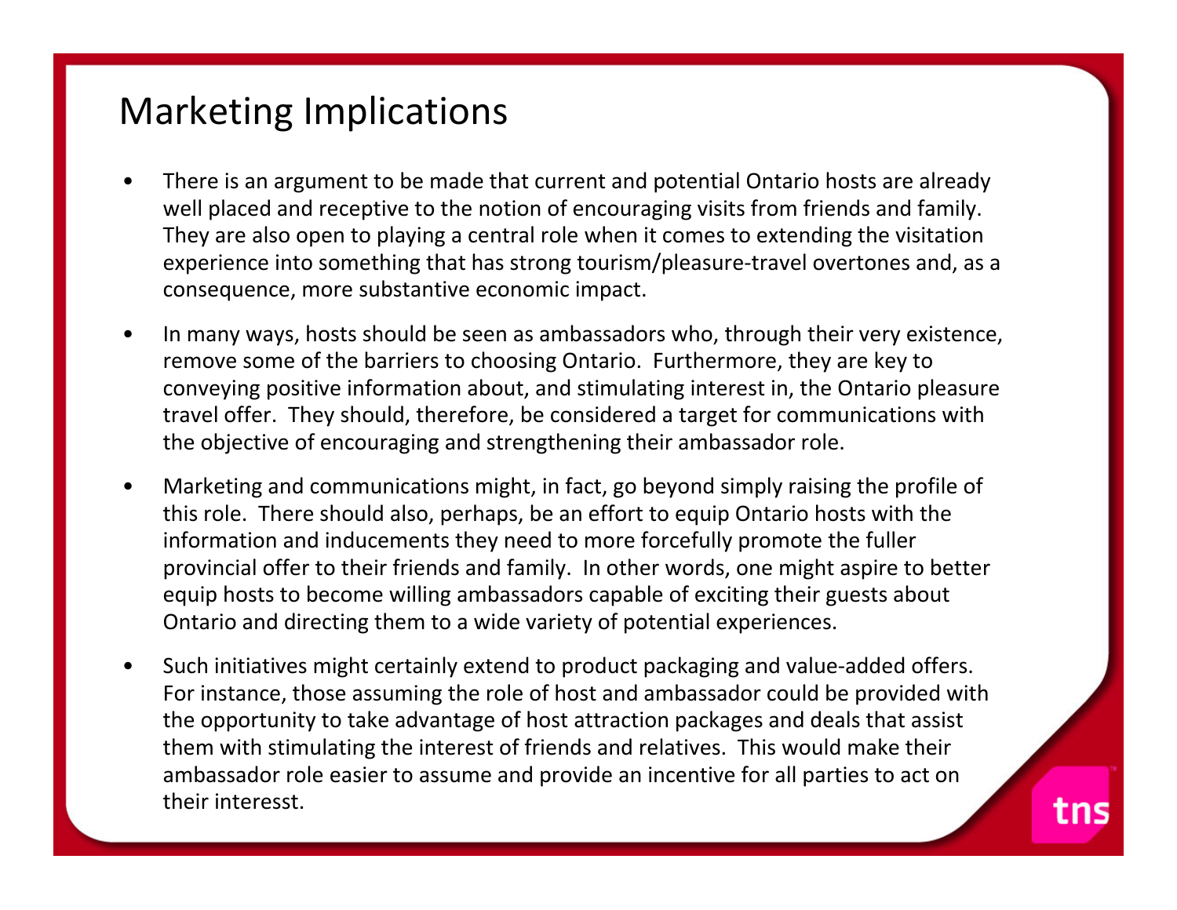# Marketing Implications

- There is an argument to be made that current and potential Ontario hosts are already well placed and receptive to the notion of encouraging visits from friends and family. They are also open to playing a central role when it comes to extending the visitation experience into something that has strong tourism/pleasure-travel overtones and, as a consequence, more substantive economic impact.
- In many ways, hosts should be seen as ambassadors who, through their very existence, remove some of the barriers to choosing Ontario. Furthermore, they are key to conveying positive information about, and stimulating interest in, the Ontario pleasure travel offer. They should, therefore, be considered a target for communications with the objective of encouraging and strengthening their ambassador role.
- Marketing and communications might, in fact, go beyond simply raising the profile of this role. There should also, perhaps, be an effort to equip Ontario hosts with the information and inducements they need to more forcefully promote the fuller provincial offer to their friends and family. In other words, one might aspire to better equip hosts to become willing ambassadors capable of exciting their guests about Ontario and directing them to a wide variety of potential experiences.
- Such initiatives might certainly extend to product packaging and value-added offers. For instance, those assuming the role of host and ambassador could be provided with the opportunity to take advantage of host attraction packages and deals that assist them with stimulating the interest of friends and relatives. This would make their ambassador role easier to assume and provide an incentive for all parties to act on their interesst.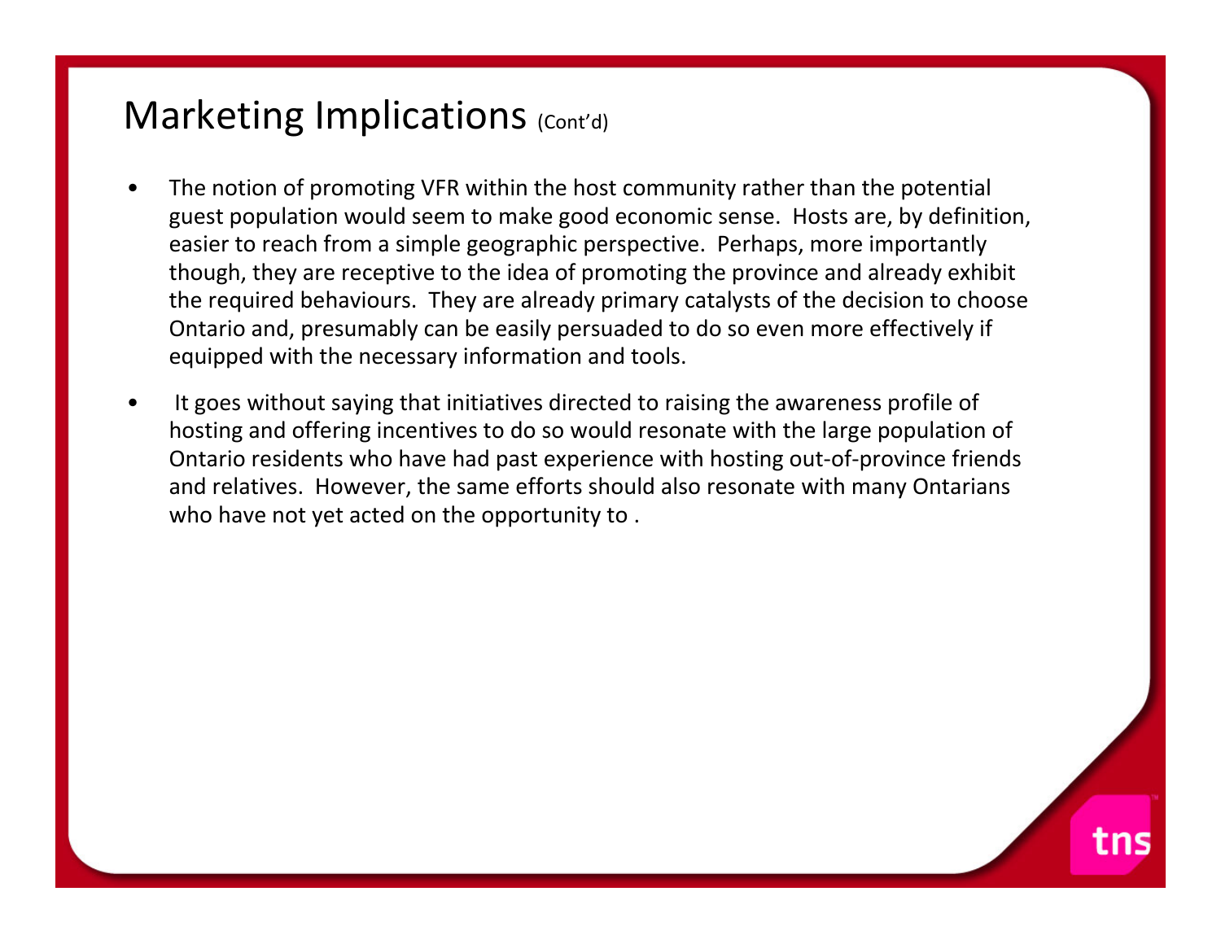# Marketing Implications (Cont'd)

- The notion of promoting VFR within the host community rather than the potential guest population would seem to make good economic sense. Hosts are, by definition, easier to reach from a simple geographic perspective. Perhaps, more importantly though, they are receptive to the idea of promoting the province and already exhibit the required behaviours. They are already primary catalysts of the decision to choose Ontario and, presumably can be easily persuaded to do so even more effectively if equipped with the necessary information and tools.
- It goes without saying that initiatives directed to raising the awareness profile of hosting and offering incentives to do so would resonate with the large population of Ontario residents who have had past experience with hosting out-of-province friends and relatives. However, the same efforts should also resonate with many Ontarians who have not yet acted on the opportunity to .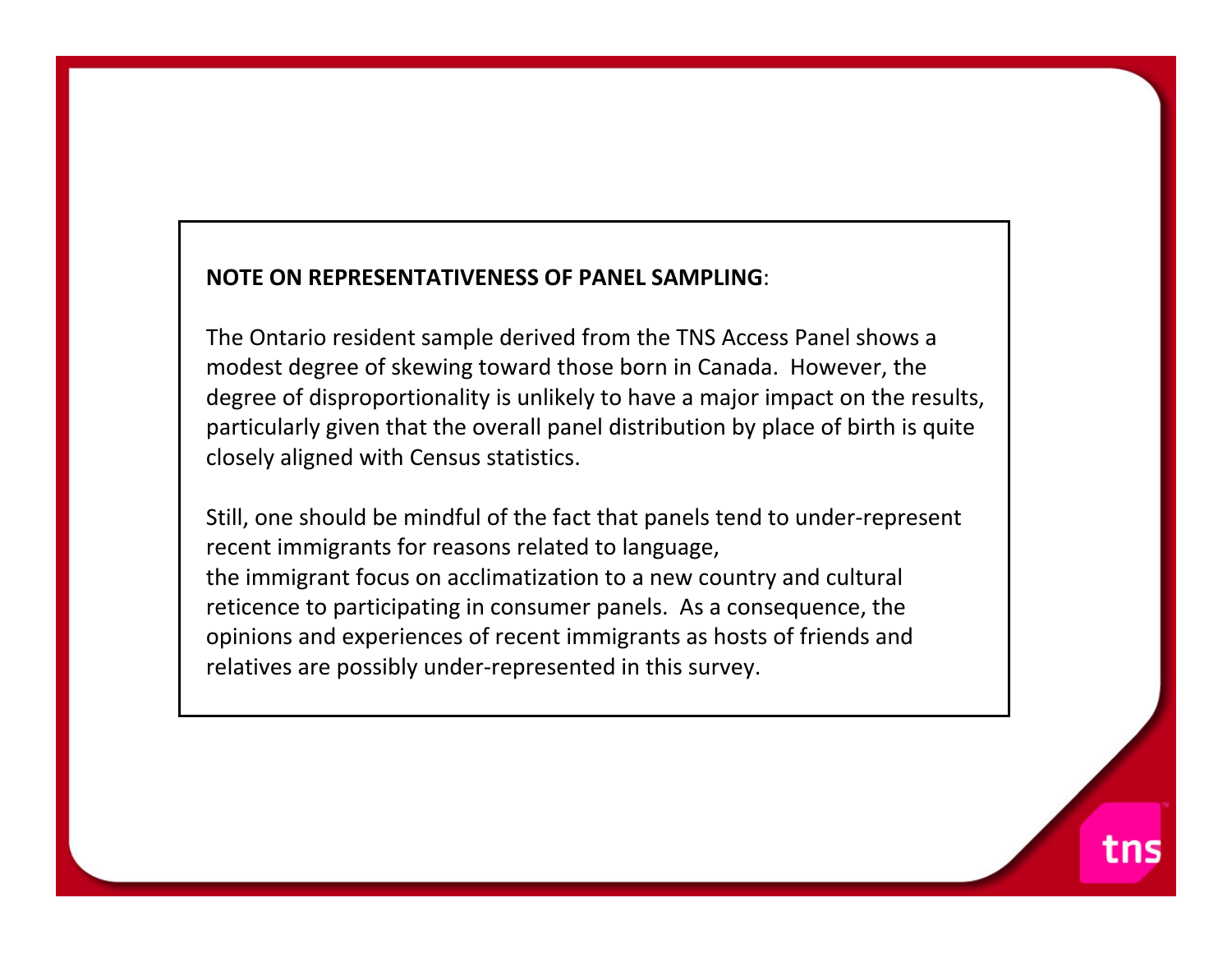**NOTE ON REPRESENTATIVENESS OF PANEL SAMPLING**:

The Ontario resident sample derived from the TNS Access Panel shows a modest degree of skewing toward those born in Canada. However, the degree of disproportionality is unlikely to have a major impact on the results, particularly given that the overall panel distribution by place of birth is quite closely aligned with Census statistics.

Still, one should be mindful of the fact that panels tend to under-represent recent immigrants for reasons related to language, the immigrant focus on acclimatization to a new country and cultural reticence to participating in consumer panels. As a consequence, the opinions and experiences of recent immigrants as hosts of friends and relatives are possibly under-represented in this survey.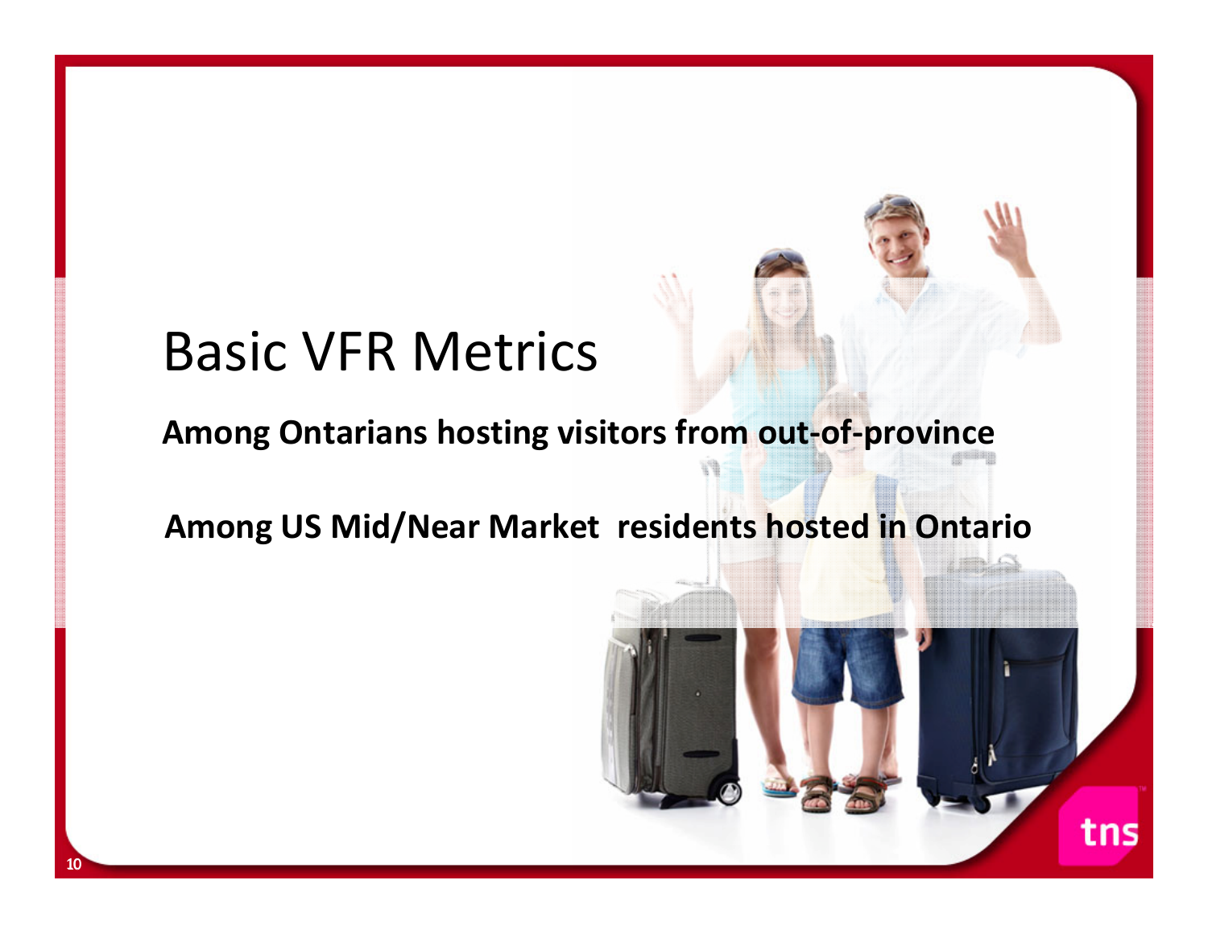# Basic VFR Metrics

**Among Ontarians hosting visitors from out-of-province**

**Among US Mid/Near Market residents hosted in Ontario**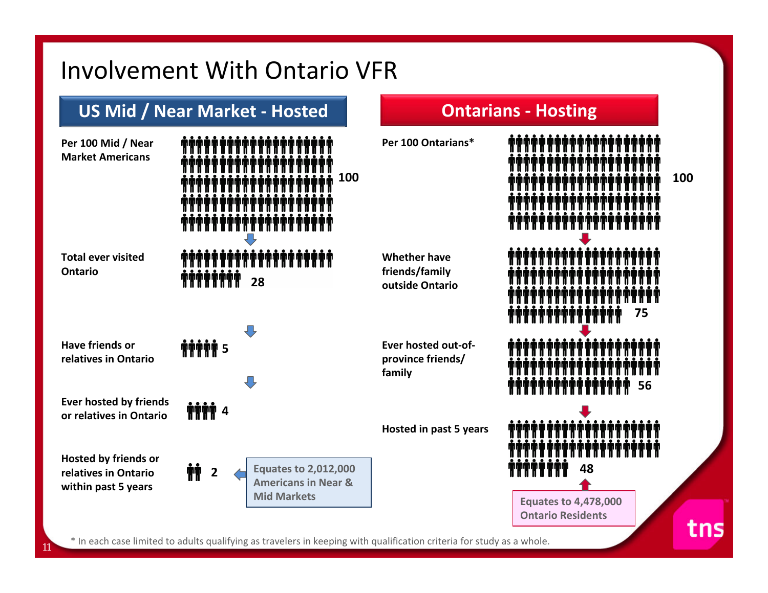# Involvement With Ontario VFR

## US Mid / Near Market - Hosted

| Measure | Count |
|---|---|
| Per 100 Mid / Near Market Americans | 100 |
| Total ever visited Ontario | 28 |
| Have friends or relatives in Ontario | 5 |
| Ever hosted by friends or relatives in Ontario | 4 |
| Hosted by friends or relatives in Ontario within past 5 years | 2 |

Equates to 2,012,000 Americans in Near & Mid Markets

## Ontarians - Hosting

| Measure | Count |
|---|---|
| Per 100 Ontarians* | 100 |
| Whether have friends/family outside Ontario | 75 |
| Ever hosted out-of-province friends/ family | 56 |
| Hosted in past 5 years | 48 |

Equates to 4,478,000 Ontario Residents

* In each case limited to adults qualifying as travelers in keeping with qualification criteria for study as a whole.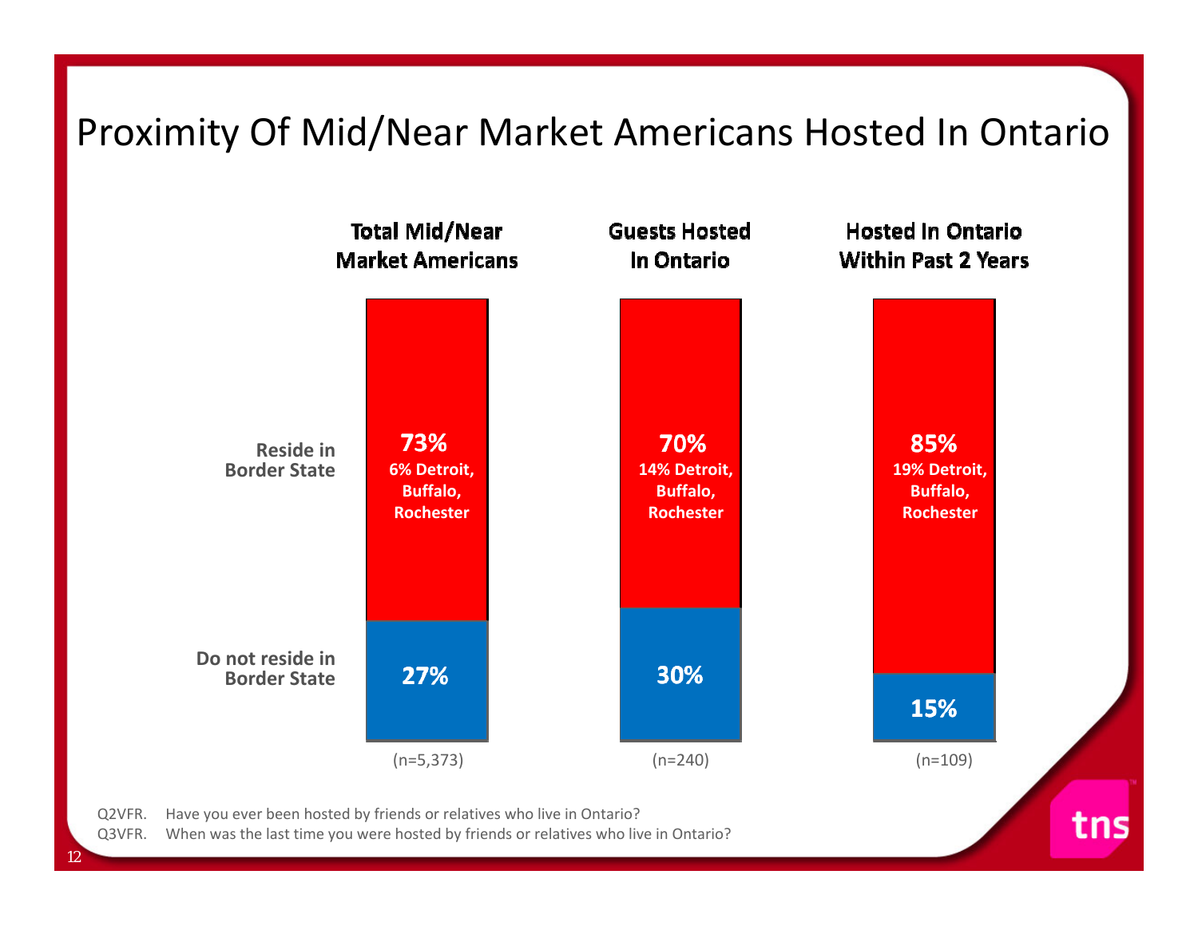# Proximity Of Mid/Near Market Americans Hosted In Ontario

| | Total Mid/Near Market Americans | Guests Hosted In Ontario | Hosted In Ontario Within Past 2 Years |
|---|---|---|---|
| Reside in Border State | 73% (6% Detroit, Buffalo, Rochester) | 70% (14% Detroit, Buffalo, Rochester) | 85% (19% Detroit, Buffalo, Rochester) |
| Do not reside in Border State | 27% | 30% | 15% |
| | (n=5,373) | (n=240) | (n=109) |

Q2VFR. Have you ever been hosted by friends or relatives who live in Ontario?

Q3VFR. When was the last time you were hosted by friends or relatives who live in Ontario?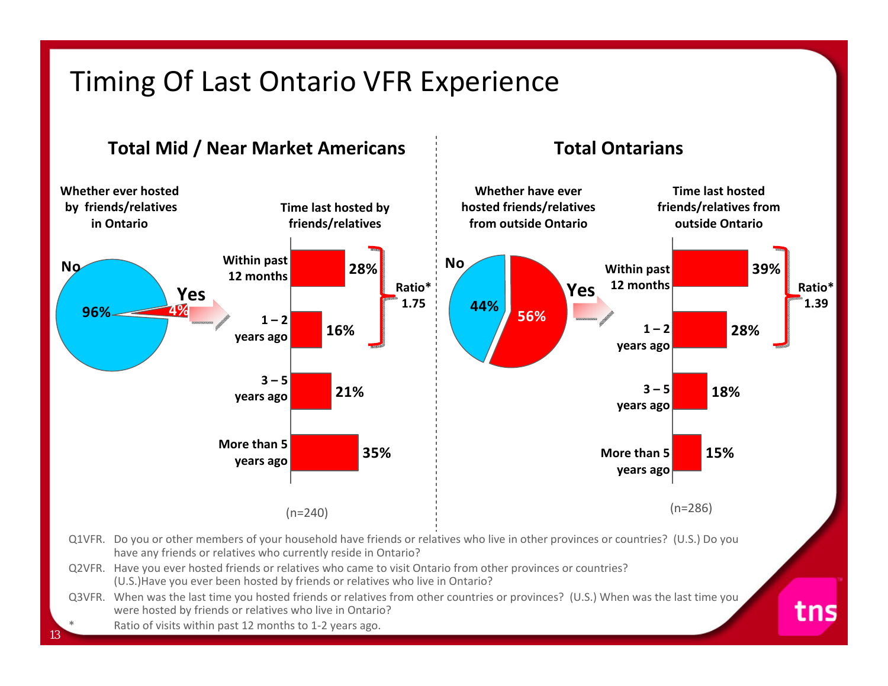# Timing Of Last Ontario VFR Experience

## Total Mid / Near Market Americans

**Whether ever hosted by friends/relatives in Ontario**

| Response | % |
| --- | --- |
| No | 96% |
| Yes | 4% |

**Time last hosted by friends/relatives**

| Time | % |
| --- | --- |
| Within past 12 months | 28% |
| 1 – 2 years ago | 16% |
| 3 – 5 years ago | 21% |
| More than 5 years ago | 35% |

Ratio* 1.75

(n=240)

## Total Ontarians

**Whether have ever hosted friends/relatives from outside Ontario**

| Response | % |
| --- | --- |
| No | 44% |
| Yes | 56% |

**Time last hosted friends/relatives from outside Ontario**

| Time | % |
| --- | --- |
| Within past 12 months | 39% |
| 1 – 2 years ago | 28% |
| 3 – 5 years ago | 18% |
| More than 5 years ago | 15% |

Ratio* 1.39

(n=286)

Q1VFR. Do you or other members of your household have friends or relatives who live in other provinces or countries? (U.S.) Do you have any friends or relatives who currently reside in Ontario?

Q2VFR. Have you ever hosted friends or relatives who came to visit Ontario from other provinces or countries? (U.S.)Have you ever been hosted by friends or relatives who live in Ontario?

Q3VFR. When was the last time you hosted friends or relatives from other countries or provinces? (U.S.) When was the last time you were hosted by friends or relatives who live in Ontario?

* Ratio of visits within past 12 months to 1-2 years ago.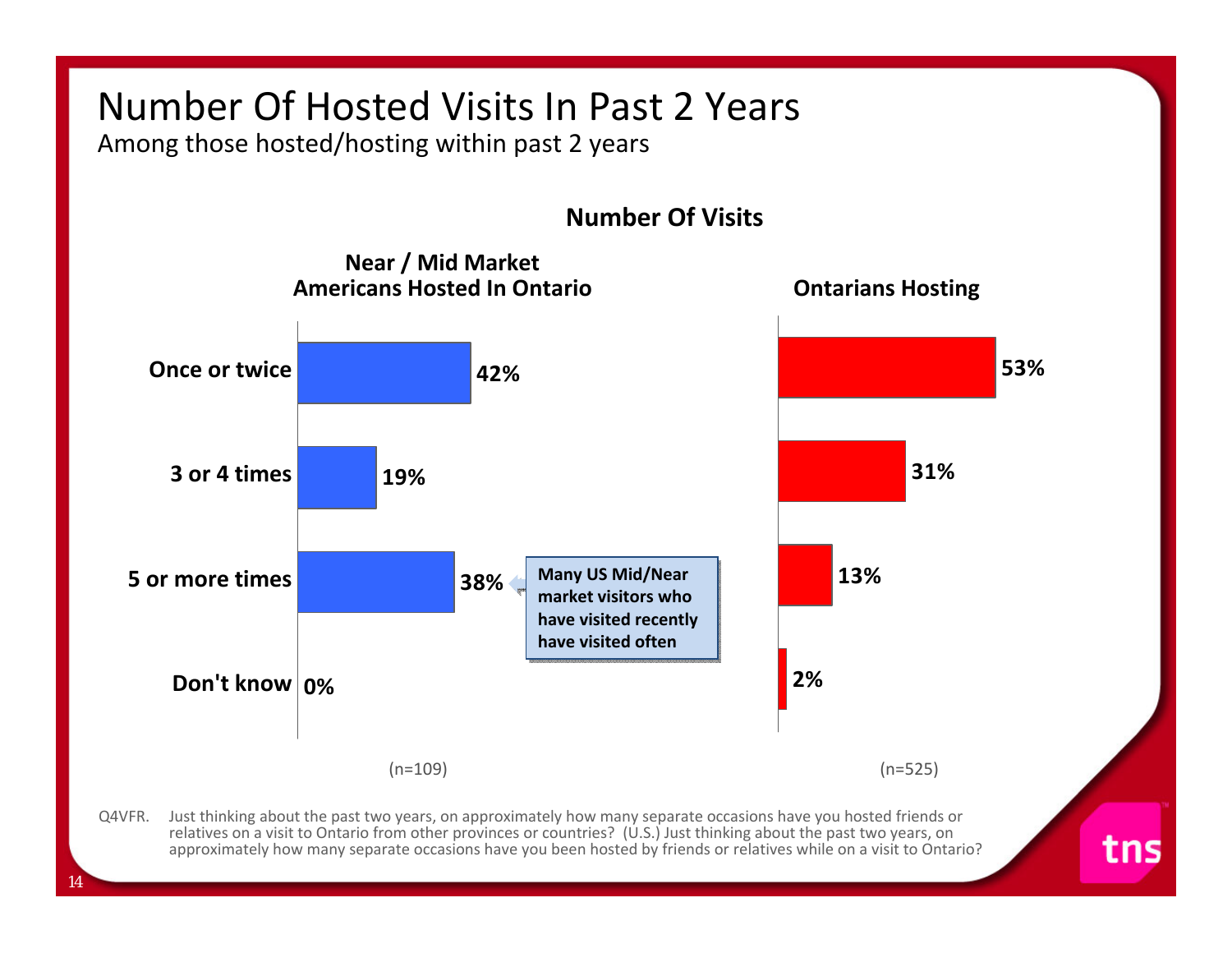# Number Of Hosted Visits In Past 2 Years

Among those hosted/hosting within past 2 years

**Number Of Visits**

| | Near / Mid Market Americans Hosted In Ontario | Ontarians Hosting |
|---|---|---|
| Once or twice | 42% | 53% |
| 3 or 4 times | 19% | 31% |
| 5 or more times | 38% | 13% |
| Don't know | 0% | 2% |
| | (n=109) | (n=525) |

**Many US Mid/Near market visitors who have visited recently have visited often**

Q4VFR. Just thinking about the past two years, on approximately how many separate occasions have you hosted friends or relatives on a visit to Ontario from other provinces or countries? (U.S.) Just thinking about the past two years, on approximately how many separate occasions have you been hosted by friends or relatives while on a visit to Ontario?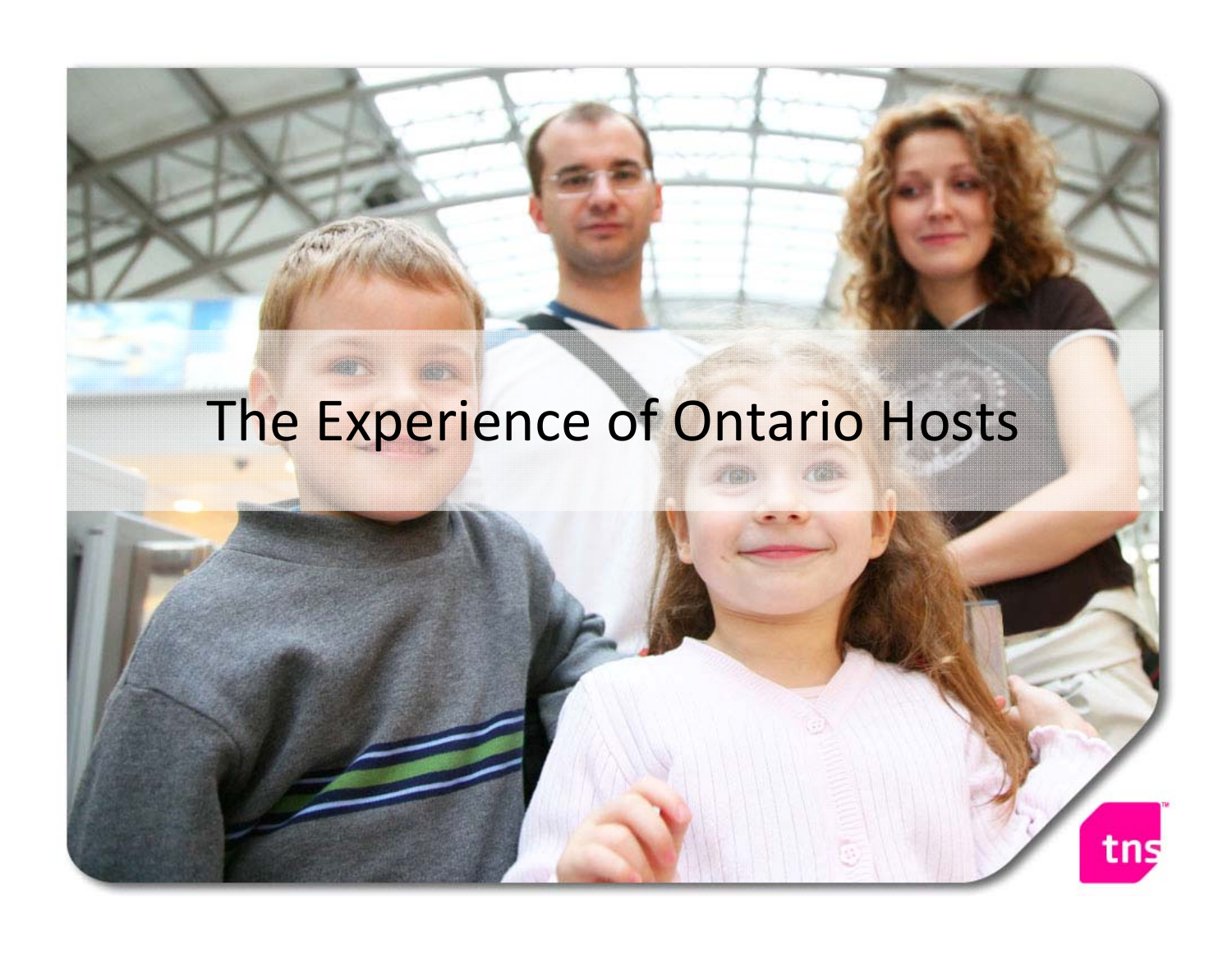# The Experience of Ontario Hosts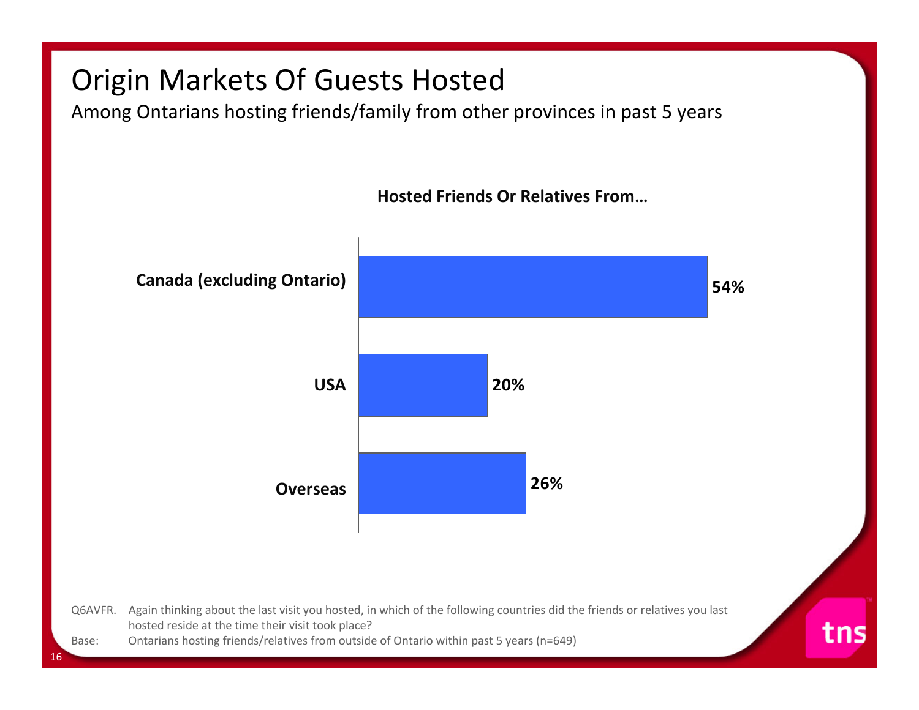# Origin Markets Of Guests Hosted

Among Ontarians hosting friends/family from other provinces in past 5 years

**Hosted Friends Or Relatives From…**

| Origin | % |
|---|---|
| Canada (excluding Ontario) | 54% |
| USA | 20% |
| Overseas | 26% |

Q6AVFR. Again thinking about the last visit you hosted, in which of the following countries did the friends or relatives you last hosted reside at the time their visit took place?

Base: Ontarians hosting friends/relatives from outside of Ontario within past 5 years (n=649)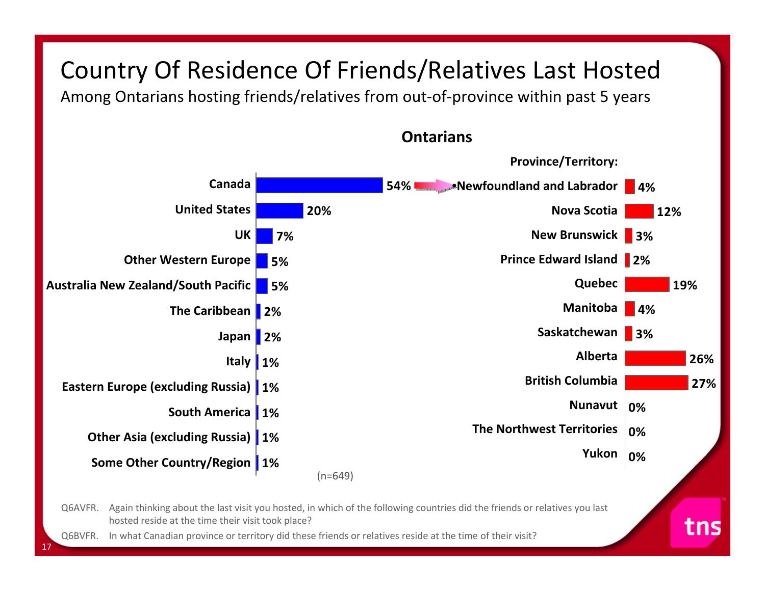# Country Of Residence Of Friends/Relatives Last Hosted

Among Ontarians hosting friends/relatives from out-of-province within past 5 years

**Ontarians**

| Country/Region | % |
|---|---|
| Canada | 54% |
| United States | 20% |
| UK | 7% |
| Other Western Europe | 5% |
| Australia New Zealand/South Pacific | 5% |
| The Caribbean | 2% |
| Japan | 2% |
| Italy | 1% |
| Eastern Europe (excluding Russia) | 1% |
| South America | 1% |
| Other Asia (excluding Russia) | 1% |
| Some Other Country/Region | 1% |

(n=649)

**Province/Territory:**

| Province/Territory | % |
|---|---|
| Newfoundland and Labrador | 4% |
| Nova Scotia | 12% |
| New Brunswick | 3% |
| Prince Edward Island | 2% |
| Quebec | 19% |
| Manitoba | 4% |
| Saskatchewan | 3% |
| Alberta | 26% |
| British Columbia | 27% |
| Nunavut | 0% |
| The Northwest Territories | 0% |
| Yukon | 0% |

Q6AVFR. Again thinking about the last visit you hosted, in which of the following countries did the friends or relatives you last hosted reside at the time their visit took place?

Q6BVFR. In what Canadian province or territory did these friends or relatives reside at the time of their visit?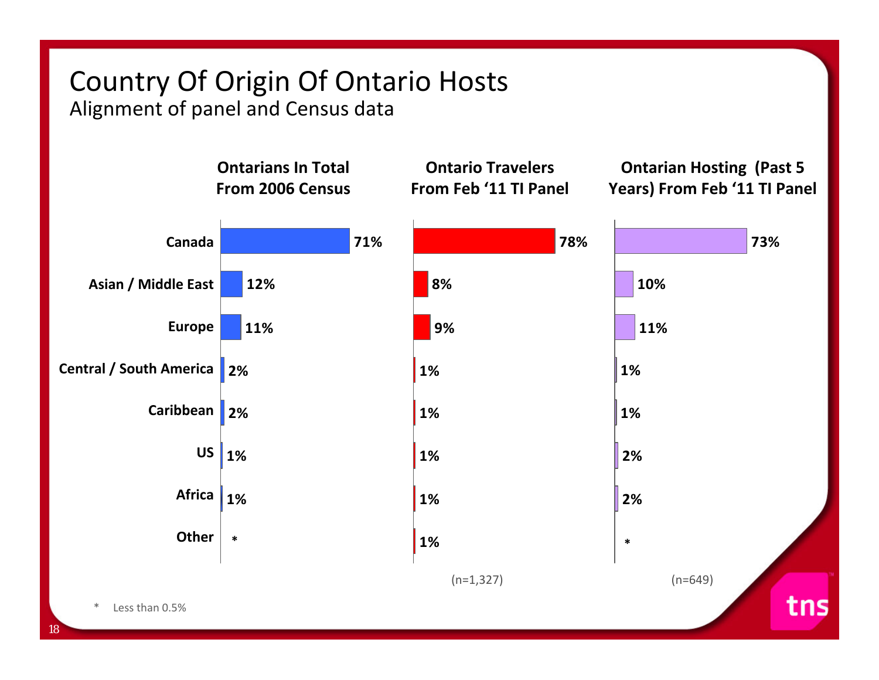# Country Of Origin Of Ontario Hosts

## Alignment of panel and Census data

| | Ontarians In Total From 2006 Census | Ontario Travelers From Feb '11 TI Panel | Ontarian Hosting (Past 5 Years) From Feb '11 TI Panel |
|---|---|---|---|
| Canada | 71% | 78% | 73% |
| Asian / Middle East | 12% | 8% | 10% |
| Europe | 11% | 9% | 11% |
| Central / South America | 2% | 1% | 1% |
| Caribbean | 2% | 1% | 1% |
| US | 1% | 1% | 2% |
| Africa | 1% | 1% | 2% |
| Other | * | 1% | * |
| | | (n=1,327) | (n=649) |

\* Less than 0.5%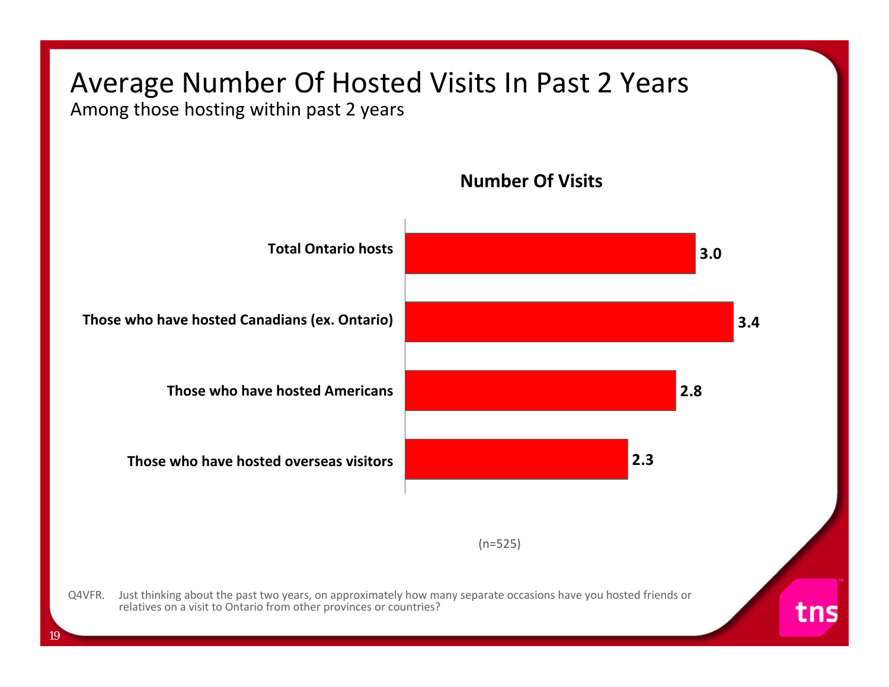# Average Number Of Hosted Visits In Past 2 Years

Among those hosting within past 2 years

**Number Of Visits**

| | Number Of Visits |
|---|---|
| Total Ontario hosts | 3.0 |
| Those who have hosted Canadians (ex. Ontario) | 3.4 |
| Those who have hosted Americans | 2.8 |
| Those who have hosted overseas visitors | 2.3 |

(n=525)

Q4VFR. Just thinking about the past two years, on approximately how many separate occasions have you hosted friends or relatives on a visit to Ontario from other provinces or countries?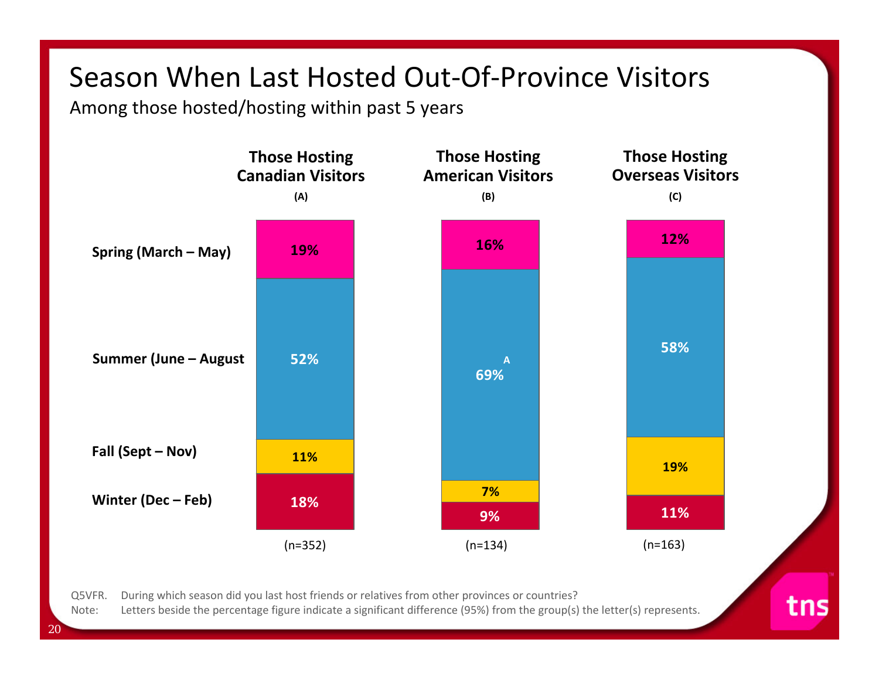# Season When Last Hosted Out-Of-Province Visitors

Among those hosted/hosting within past 5 years

| | Those Hosting Canadian Visitors (A) | Those Hosting American Visitors (B) | Those Hosting Overseas Visitors (C) |
|---|---|---|---|
| Spring (March – May) | 19% | 16% | 12% |
| Summer (June – August | 52% | 69% A | 58% |
| Fall (Sept – Nov) | 11% | 7% | 19% |
| Winter (Dec – Feb) | 18% | 9% | 11% |
| | (n=352) | (n=134) | (n=163) |

Q5VFR. During which season did you last host friends or relatives from other provinces or countries?

Note: Letters beside the percentage figure indicate a significant difference (95%) from the group(s) the letter(s) represents.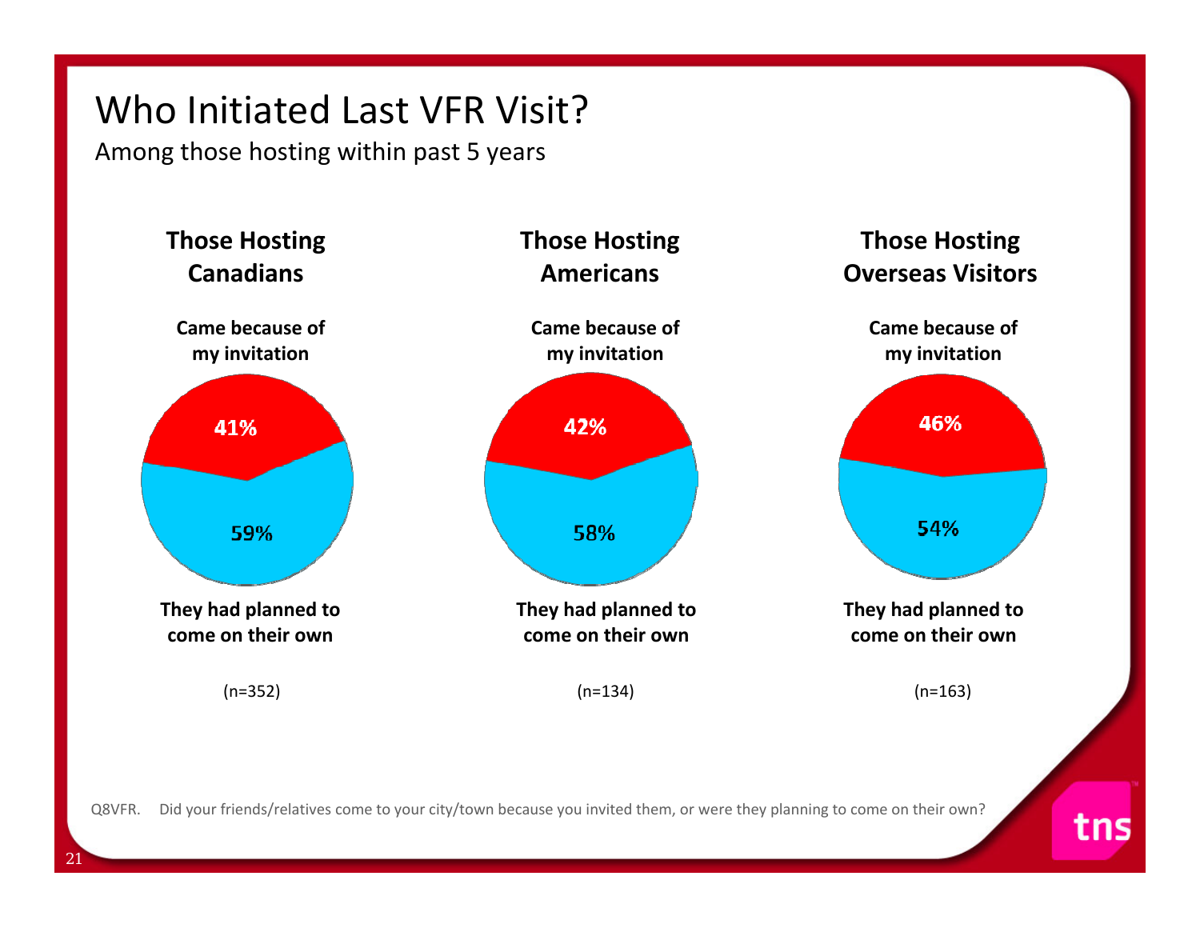# Who Initiated Last VFR Visit?

Among those hosting within past 5 years

| | Those Hosting Canadians | Those Hosting Americans | Those Hosting Overseas Visitors |
|---|---|---|---|
| Came because of my invitation | 41% | 42% | 46% |
| They had planned to come on their own | 59% | 58% | 54% |
| | (n=352) | (n=134) | (n=163) |

Q8VFR. Did your friends/relatives come to your city/town because you invited them, or were they planning to come on their own?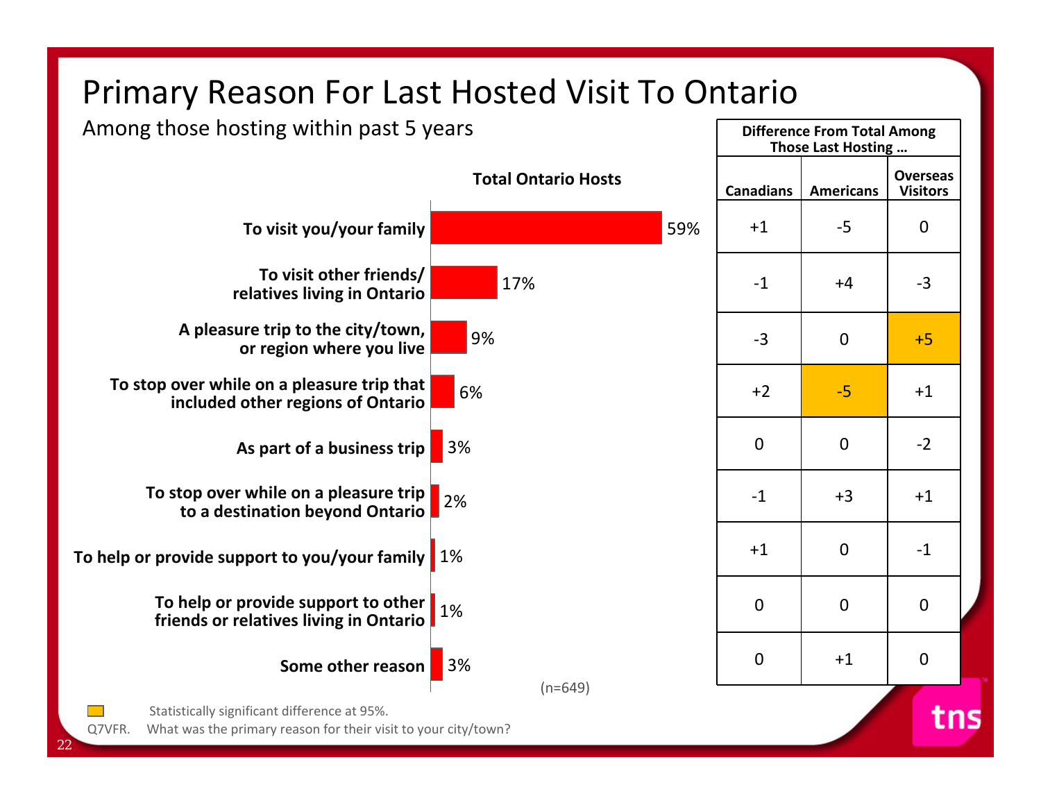# Primary Reason For Last Hosted Visit To Ontario

Among those hosting within past 5 years

| Reason | Total Ontario Hosts | Difference From Total Among Those Last Hosting … Canadians | Americans | Overseas Visitors |
|---|---|---|---|---|
| To visit you/your family | 59% | +1 | -5 | 0 |
| To visit other friends/ relatives living in Ontario | 17% | -1 | +4 | -3 |
| A pleasure trip to the city/town, or region where you live | 9% | -3 | 0 | +5* |
| To stop over while on a pleasure trip that included other regions of Ontario | 6% | +2 | -5* | +1 |
| As part of a business trip | 3% | 0 | 0 | -2 |
| To stop over while on a pleasure trip to a destination beyond Ontario | 2% | -1 | +3 | +1 |
| To help or provide support to you/your family | 1% | +1 | 0 | -1 |
| To help or provide support to other friends or relatives living in Ontario | 1% | 0 | 0 | 0 |
| Some other reason | 3% | 0 | +1 | 0 |

(n=649)

\* Statistically significant difference at 95%.

Q7VFR. What was the primary reason for their visit to your city/town?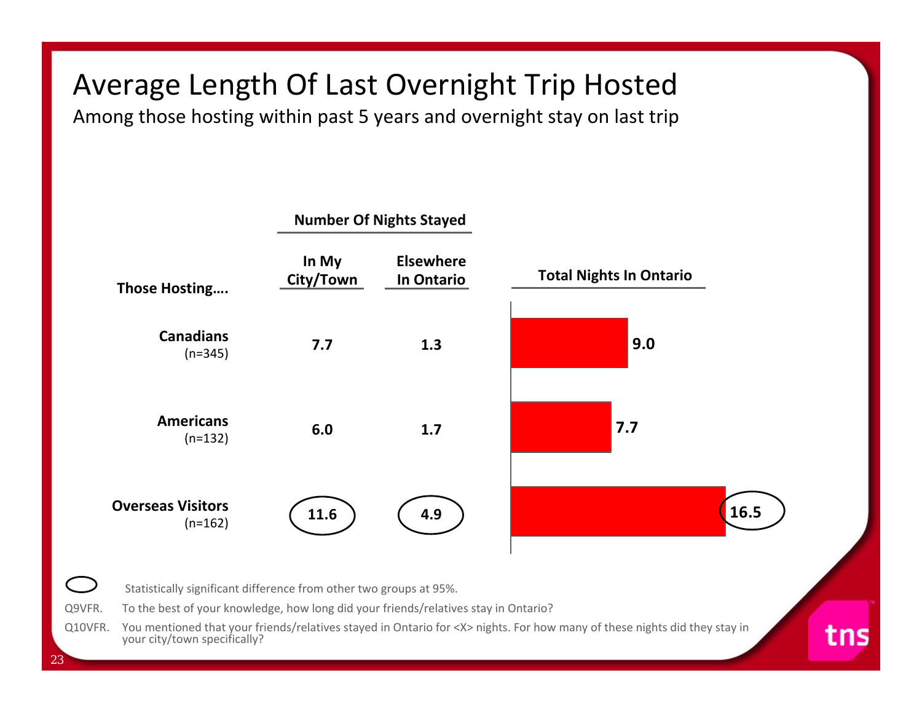# Average Length Of Last Overnight Trip Hosted

Among those hosting within past 5 years and overnight stay on last trip

| Those Hosting…. | Number Of Nights Stayed: In My City/Town | Number Of Nights Stayed: Elsewhere In Ontario | Total Nights In Ontario |
|---|---|---|---|
| **Canadians** (n=345) | 7.7 | 1.3 | 9.0 |
| **Americans** (n=132) | 6.0 | 1.7 | 7.7 |
| **Overseas Visitors** (n=162) | 11.6 ◯ | 4.9 ◯ | 16.5 ◯ |

◯ Statistically significant difference from other two groups at 95%.

Q9VFR. To the best of your knowledge, how long did your friends/relatives stay in Ontario?

Q10VFR. You mentioned that your friends/relatives stayed in Ontario for <X> nights. For how many of these nights did they stay in your city/town specifically?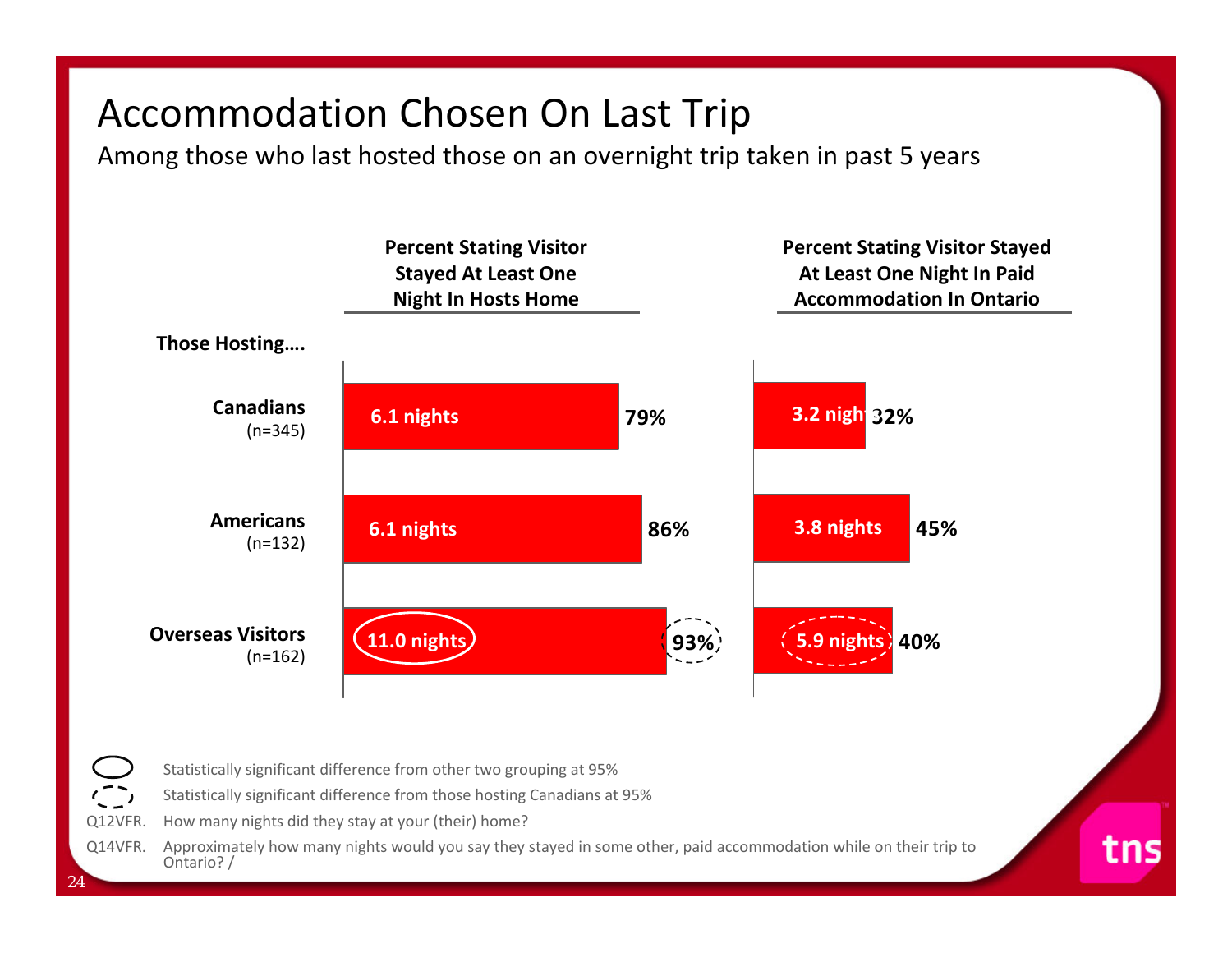# Accommodation Chosen On Last Trip

Among those who last hosted those on an overnight trip taken in past 5 years

| Those Hosting…. | Percent Stating Visitor Stayed At Least One Night In Hosts Home | | Percent Stating Visitor Stayed At Least One Night In Paid Accommodation In Ontario | |
|---|---|---|---|---|
| Canadians (n=345) | 6.1 nights | 79% | 3.2 nights | 32% |
| Americans (n=132) | 6.1 nights | 86% | 3.8 nights | 45% |
| Overseas Visitors (n=162) | 11.0 nights (circled) | 93% (dashed circle) | 5.9 nights (dashed circle) | 40% |

Circled (solid): Statistically significant difference from other two grouping at 95%

Circled (dashed): Statistically significant difference from those hosting Canadians at 95%

Q12VFR. How many nights did they stay at your (their) home?

Q14VFR. Approximately how many nights would you say they stayed in some other, paid accommodation while on their trip to Ontario? /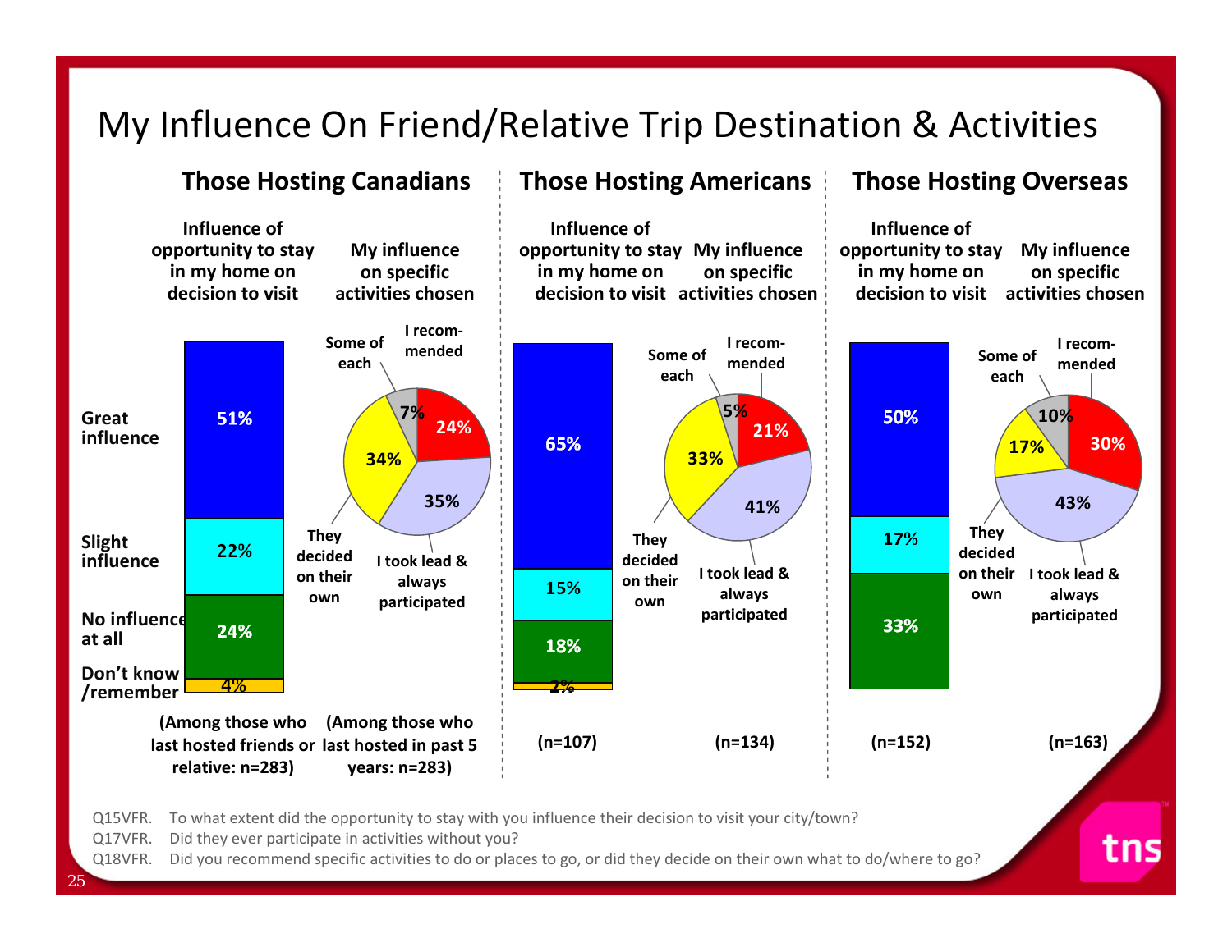# My Influence On Friend/Relative Trip Destination & Activities

## Influence of opportunity to stay in my home on decision to visit

| | Those Hosting Canadians | Those Hosting Americans | Those Hosting Overseas |
|---|---|---|---|
| Great influence | 51% | 65% | 50% |
| Slight influence | 22% | 15% | 17% |
| No influence at all | 24% | 18% | 33% |
| Don't know /remember | 4% | 2% | |
| | (Among those who last hosted friends or relative: n=283) | (n=107) | (n=152) |

## My influence on specific activities chosen

| | Those Hosting Canadians | Those Hosting Americans | Those Hosting Overseas |
|---|---|---|---|
| I recommended | 24% | 21% | 30% |
| I took lead & always participated | 35% | 41% | 43% |
| They decided on their own | 34% | 33% | 17% |
| Some of each | 7% | 5% | 10% |
| | (Among those who last hosted in past 5 years: n=283) | (n=134) | (n=163) |

Q15VFR. To what extent did the opportunity to stay with you influence their decision to visit your city/town?
Q17VFR. Did they ever participate in activities without you?
Q18VFR. Did you recommend specific activities to do or places to go, or did they decide on their own what to do/where to go?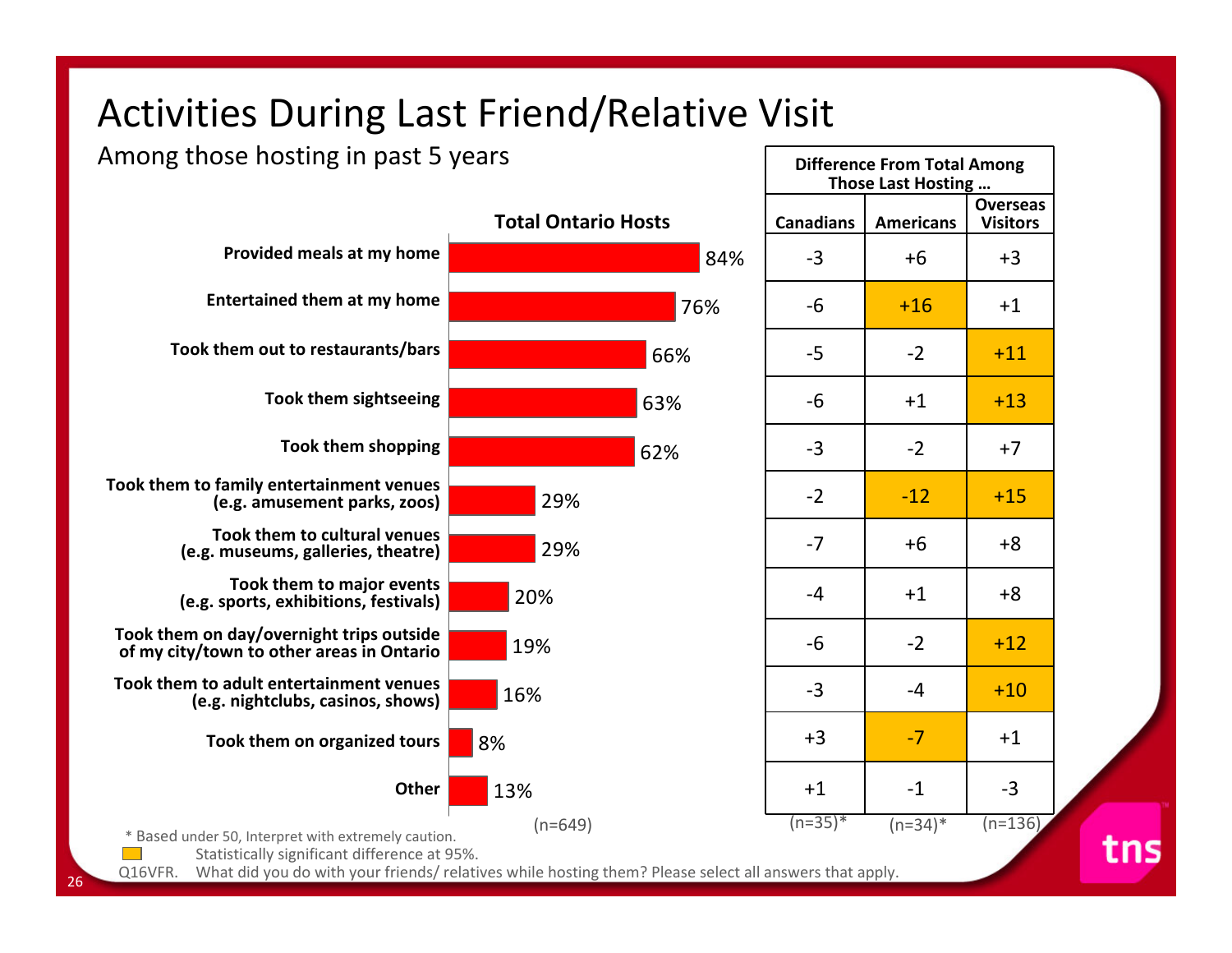# Activities During Last Friend/Relative Visit

Among those hosting in past 5 years

| Activity | Total Ontario Hosts (n=649) | Canadians (n=35)* | Americans (n=34)* | Overseas Visitors (n=136) |
|---|---|---|---|---|
| | | Difference From Total Among Those Last Hosting … | | |
| Provided meals at my home | 84% | -3 | +6 | +3 |
| Entertained them at my home | 76% | -6 | +16 | +1 |
| Took them out to restaurants/bars | 66% | -5 | -2 | +11 |
| Took them sightseeing | 63% | -6 | +1 | +13 |
| Took them shopping | 62% | -3 | -2 | +7 |
| Took them to family entertainment venues (e.g. amusement parks, zoos) | 29% | -2 | -12 | +15 |
| Took them to cultural venues (e.g. museums, galleries, theatre) | 29% | -7 | +6 | +8 |
| Took them to major events (e.g. sports, exhibitions, festivals) | 20% | -4 | +1 | +8 |
| Took them on day/overnight trips outside of my city/town to other areas in Ontario | 19% | -6 | -2 | +12 |
| Took them to adult entertainment venues (e.g. nightclubs, casinos, shows) | 16% | -3 | -4 | +10 |
| Took them on organized tours | 8% | +3 | -7 | +1 |
| Other | 13% | +1 | -1 | -3 |

Statistically significant differences at 95% (highlighted): Americans +16 (Entertained them at my home), -12 (family entertainment venues), -7 (organized tours); Overseas Visitors +11 (restaurants/bars), +13 (sightseeing), +15 (family entertainment venues), +12 (day/overnight trips), +10 (adult entertainment venues).

\* Based under 50, Interpret with extremely caution.

Statistically significant difference at 95%.

Q16VFR. What did you do with your friends/ relatives while hosting them? Please select all answers that apply.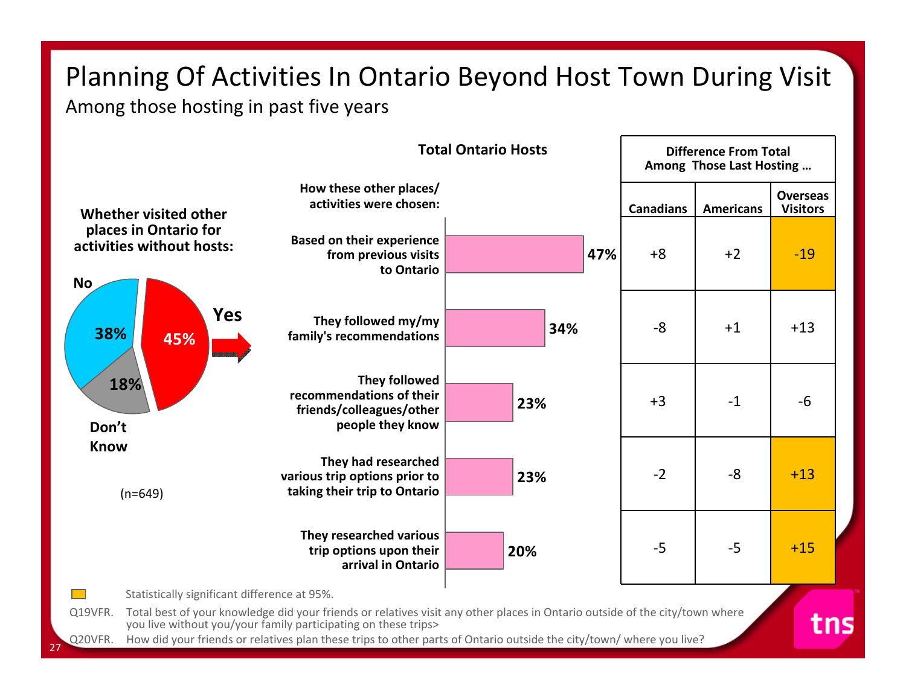# Planning Of Activities In Ontario Beyond Host Town During Visit

Among those hosting in past five years

**Whether visited other places in Ontario for activities without hosts:**

- Yes: 45%
- No: 38%
- Don't Know: 18%

(n=649)

**Total Ontario Hosts**

| How these other places/ activities were chosen: | Total Ontario Hosts | Difference From Total Among Those Last Hosting … Canadians | Americans | Overseas Visitors |
|---|---|---|---|---|
| Based on their experience from previous visits to Ontario | 47% | +8 | +2 | -19* |
| They followed my/my family's recommendations | 34% | -8 | +1 | +13 |
| They followed recommendations of their friends/colleagues/other people they know | 23% | +3 | -1 | -6 |
| They had researched various trip options prior to taking their trip to Ontario | 23% | -2 | -8 | +13* |
| They researched various trip options upon their arrival in Ontario | 20% | -5 | -5 | +15* |

\* Statistically significant difference at 95%.

Q19VFR. Total best of your knowledge did your friends or relatives visit any other places in Ontario outside of the city/town where you live without you/your family participating on these trips>

Q20VFR. How did your friends or relatives plan these trips to other parts of Ontario outside the city/town/ where you live?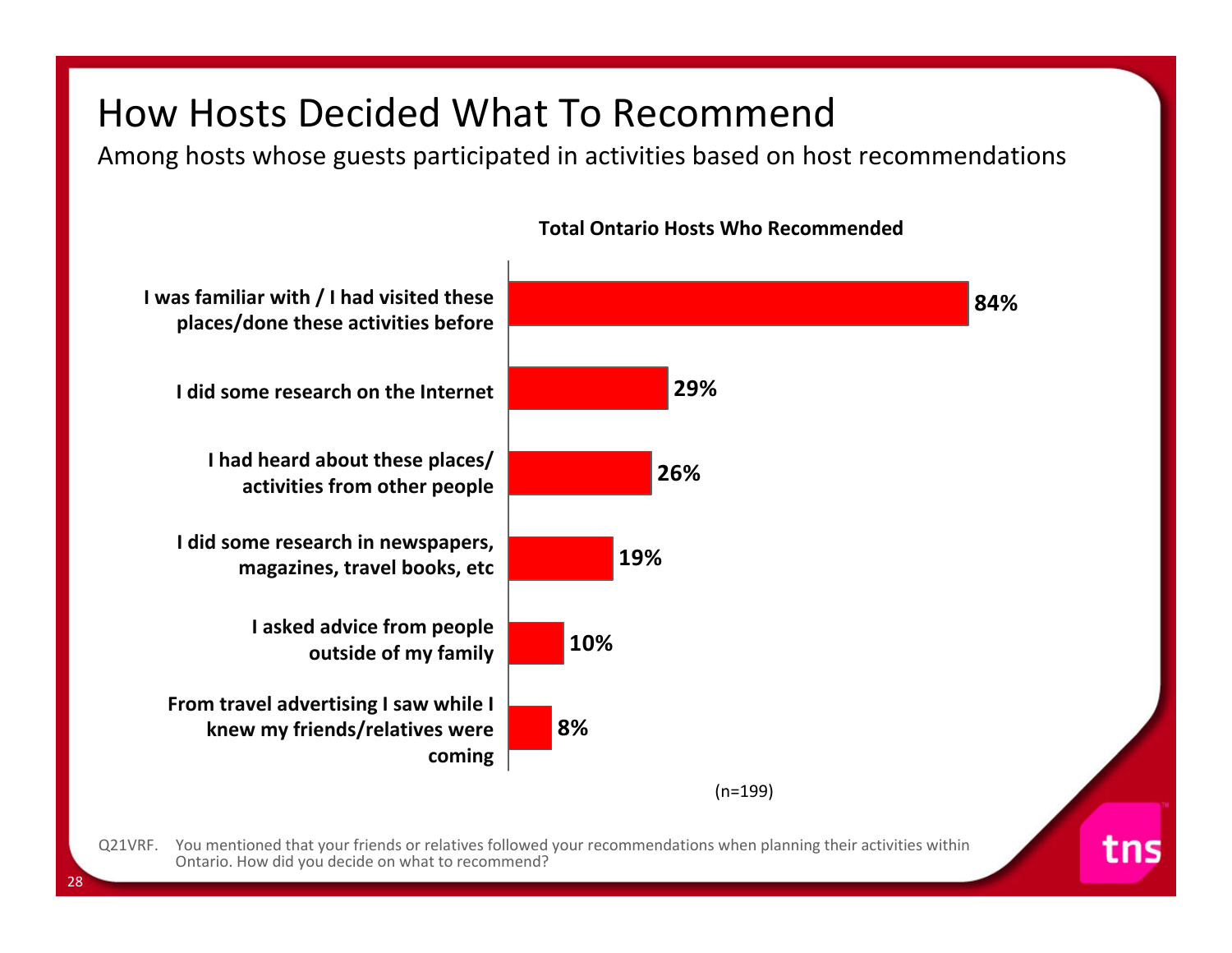# How Hosts Decided What To Recommend

Among hosts whose guests participated in activities based on host recommendations

**Total Ontario Hosts Who Recommended**

| | Total Ontario Hosts Who Recommended |
|---|---|
| I was familiar with / I had visited these places/done these activities before | 84% |
| I did some research on the Internet | 29% |
| I had heard about these places/ activities from other people | 26% |
| I did some research in newspapers, magazines, travel books, etc | 19% |
| I asked advice from people outside of my family | 10% |
| From travel advertising I saw while I knew my friends/relatives were coming | 8% |

(n=199)

Q21VRF. You mentioned that your friends or relatives followed your recommendations when planning their activities within Ontario. How did you decide on what to recommend?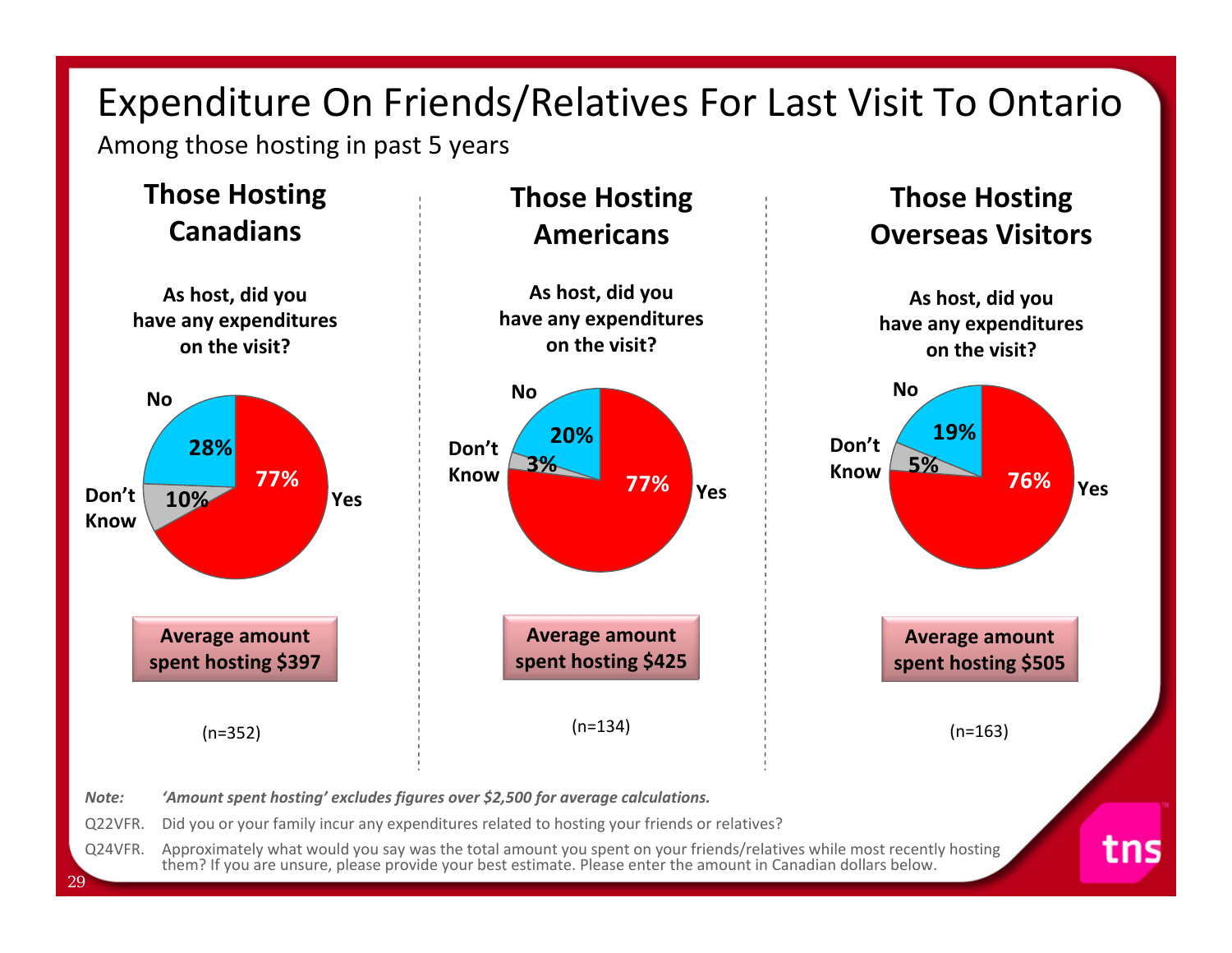# Expenditure On Friends/Relatives For Last Visit To Ontario

Among those hosting in past 5 years

## Those Hosting Canadians

**As host, did you have any expenditures on the visit?**

| Response | % |
|---|---|
| Yes | 77% |
| No | 28% |
| Don't Know | 10% |

**Average amount spent hosting $397**

(n=352)

## Those Hosting Americans

**As host, did you have any expenditures on the visit?**

| Response | % |
|---|---|
| Yes | 77% |
| No | 20% |
| Don't Know | 3% |

**Average amount spent hosting $425**

(n=134)

## Those Hosting Overseas Visitors

**As host, did you have any expenditures on the visit?**

| Response | % |
|---|---|
| Yes | 76% |
| No | 19% |
| Don't Know | 5% |

**Average amount spent hosting $505**

(n=163)

*Note: 'Amount spent hosting' excludes figures over $2,500 for average calculations.*

Q22VFR. Did you or your family incur any expenditures related to hosting your friends or relatives?

Q24VFR. Approximately what would you say was the total amount you spent on your friends/relatives while most recently hosting them? If you are unsure, please provide your best estimate. Please enter the amount in Canadian dollars below.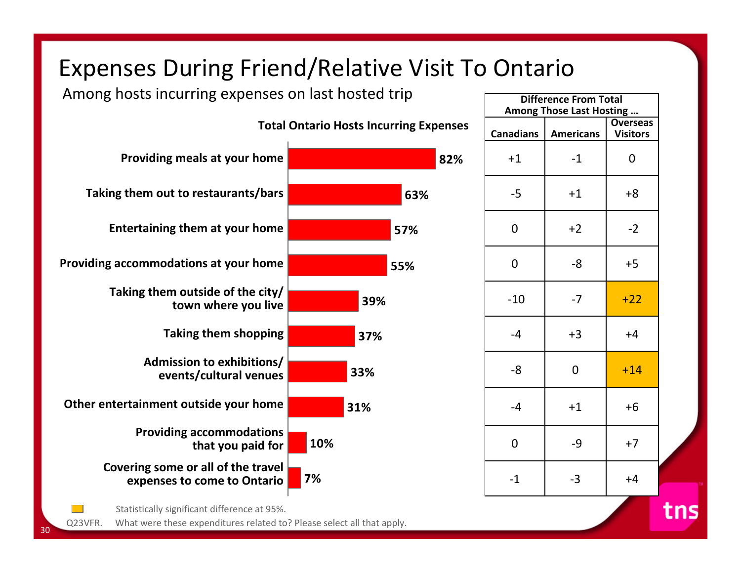# Expenses During Friend/Relative Visit To Ontario

Among hosts incurring expenses on last hosted trip

| Expense | Total Ontario Hosts Incurring Expenses | Difference From Total Among Those Last Hosting … Canadians | Americans | Overseas Visitors |
|---|---|---|---|---|
| Providing meals at your home | 82% | +1 | -1 | 0 |
| Taking them out to restaurants/bars | 63% | -5 | +1 | +8 |
| Entertaining them at your home | 57% | 0 | +2 | -2 |
| Providing accommodations at your home | 55% | 0 | -8 | +5 |
| Taking them outside of the city/ town where you live | 39% | -10 | -7 | **+22** |
| Taking them shopping | 37% | -4 | +3 | +4 |
| Admission to exhibitions/ events/cultural venues | 33% | -8 | 0 | **+14** |
| Other entertainment outside your home | 31% | -4 | +1 | +6 |
| Providing accommodations that you paid for | 10% | 0 | -9 | +7 |
| Covering some or all of the travel expenses to come to Ontario | 7% | -1 | -3 | +4 |

Highlighted (bold) = Statistically significant difference at 95%.

Q23VFR. What were these expenditures related to? Please select all that apply.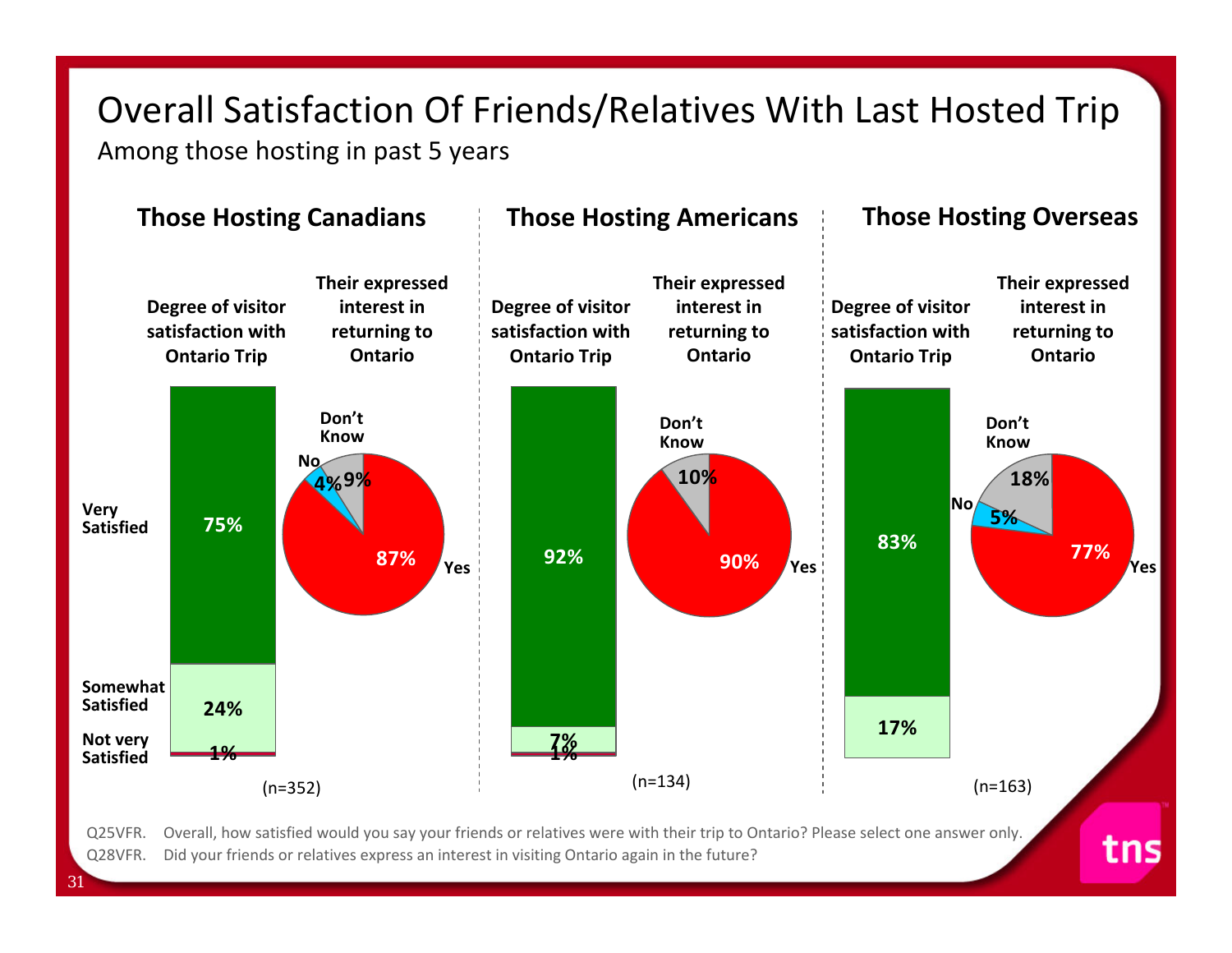# Overall Satisfaction Of Friends/Relatives With Last Hosted Trip

Among those hosting in past 5 years

## Those Hosting Canadians

**Degree of visitor satisfaction with Ontario Trip**

| Very Satisfied | Somewhat Satisfied | Not very Satisfied |
|---|---|---|
| 75% | 24% | 1% |

**Their expressed interest in returning to Ontario**

| Yes | No | Don't Know |
|---|---|---|
| 87% | 4% | 9% |

(n=352)

## Those Hosting Americans

**Degree of visitor satisfaction with Ontario Trip**

| Very Satisfied | Somewhat Satisfied | Not very Satisfied |
|---|---|---|
| 92% | 7% | 1% |

**Their expressed interest in returning to Ontario**

| Yes | Don't Know |
|---|---|
| 90% | 10% |

(n=134)

## Those Hosting Overseas

**Degree of visitor satisfaction with Ontario Trip**

| Very Satisfied | Somewhat Satisfied |
|---|---|
| 83% | 17% |

**Their expressed interest in returning to Ontario**

| Yes | No | Don't Know |
|---|---|---|
| 77% | 5% | 18% |

(n=163)

Q25VFR. Overall, how satisfied would you say your friends or relatives were with their trip to Ontario? Please select one answer only.

Q28VFR. Did your friends or relatives express an interest in visiting Ontario again in the future?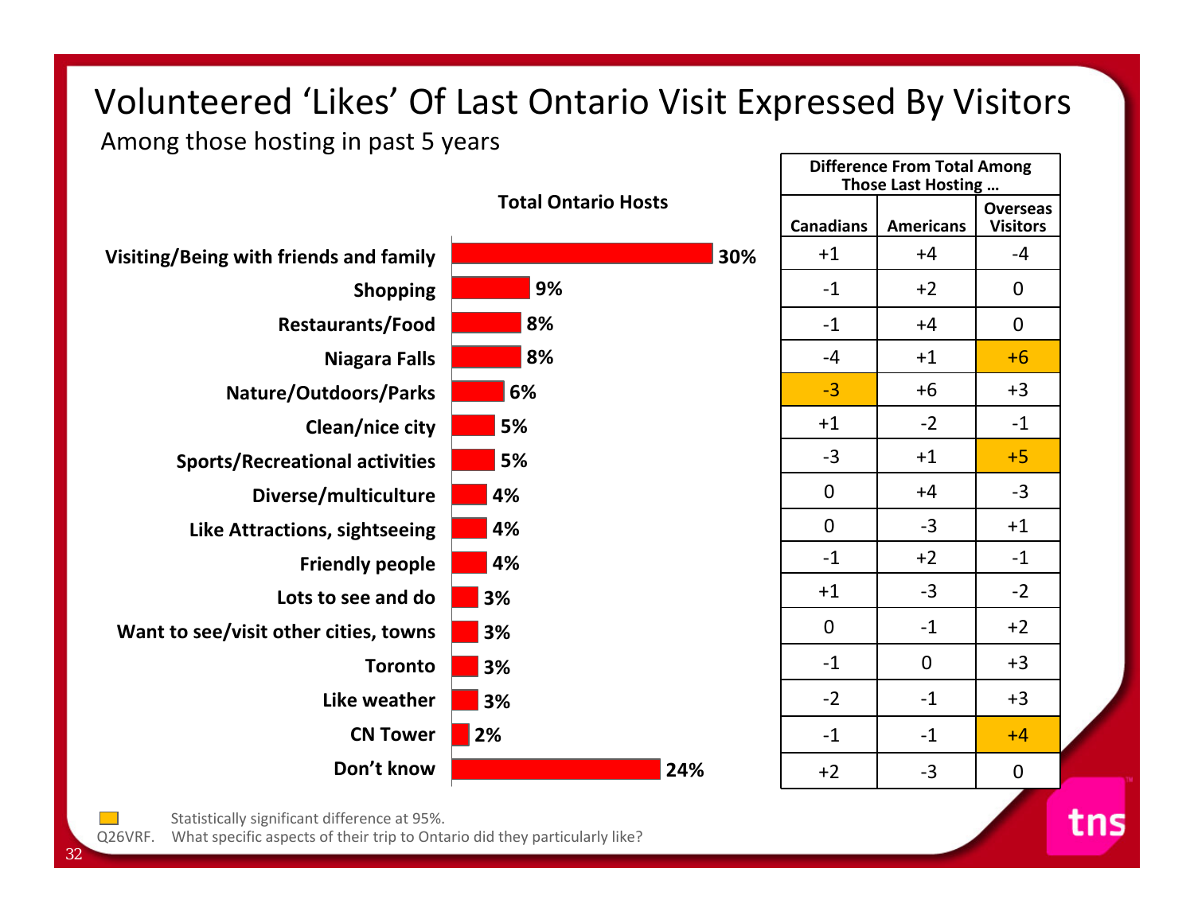# Volunteered 'Likes' Of Last Ontario Visit Expressed By Visitors

Among those hosting in past 5 years

| | Total Ontario Hosts | Difference From Total Among Those Last Hosting … | | |
|---|---|---|---|---|
| | | Canadians | Americans | Overseas Visitors |
| Visiting/Being with friends and family | 30% | +1 | +4 | -4 |
| Shopping | 9% | -1 | +2 | 0 |
| Restaurants/Food | 8% | -1 | +4 | 0 |
| Niagara Falls | 8% | -4 | +1 | +6 |
| Nature/Outdoors/Parks | 6% | -3 | +6 | +3 |
| Clean/nice city | 5% | +1 | -2 | -1 |
| Sports/Recreational activities | 5% | -3 | +1 | +5 |
| Diverse/multiculture | 4% | 0 | +4 | -3 |
| Like Attractions, sightseeing | 4% | 0 | -3 | +1 |
| Friendly people | 4% | -1 | +2 | -1 |
| Lots to see and do | 3% | +1 | -3 | -2 |
| Want to see/visit other cities, towns | 3% | 0 | -1 | +2 |
| Toronto | 3% | -1 | 0 | +3 |
| Like weather | 3% | -2 | -1 | +3 |
| CN Tower | 2% | -1 | -1 | +4 |
| Don't know | 24% | +2 | -3 | 0 |

Highlighted (statistically significant): Niagara Falls – Overseas Visitors (+6); Nature/Outdoors/Parks – Canadians (-3); Sports/Recreational activities – Overseas Visitors (+5); CN Tower – Overseas Visitors (+4).

Statistically significant difference at 95%.

Q26VRF. What specific aspects of their trip to Ontario did they particularly like?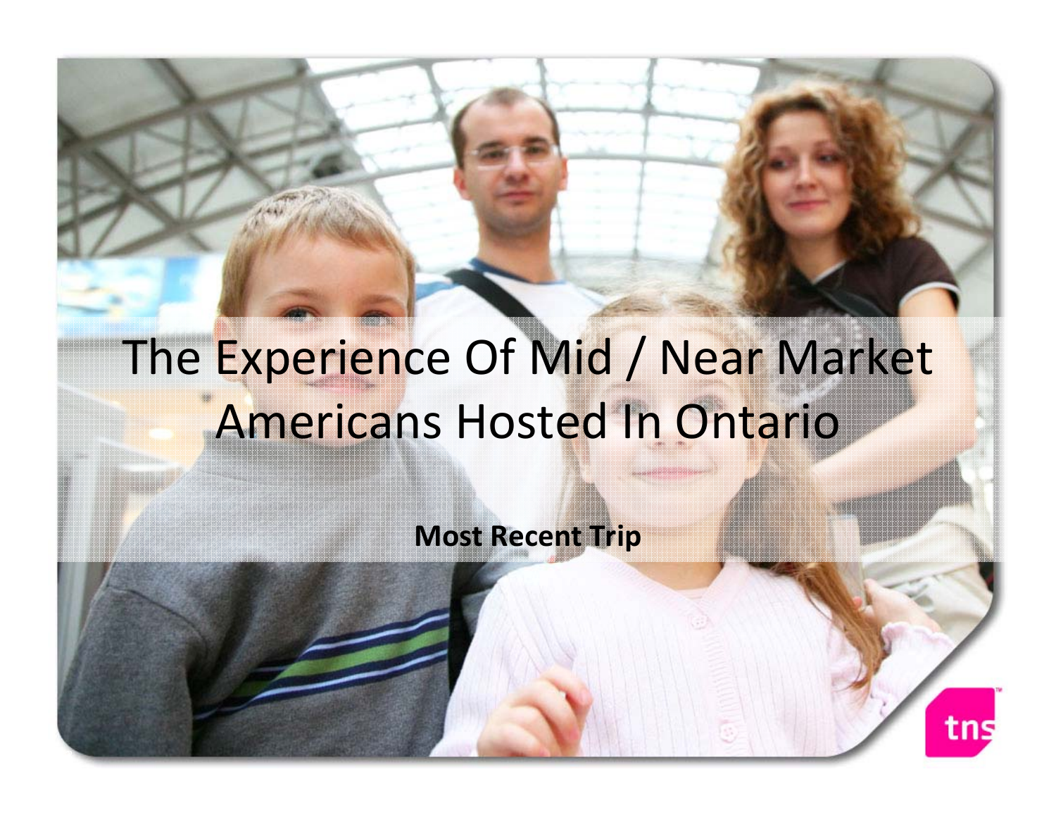# The Experience Of Mid / Near Market Americans Hosted In Ontario

**Most Recent Trip**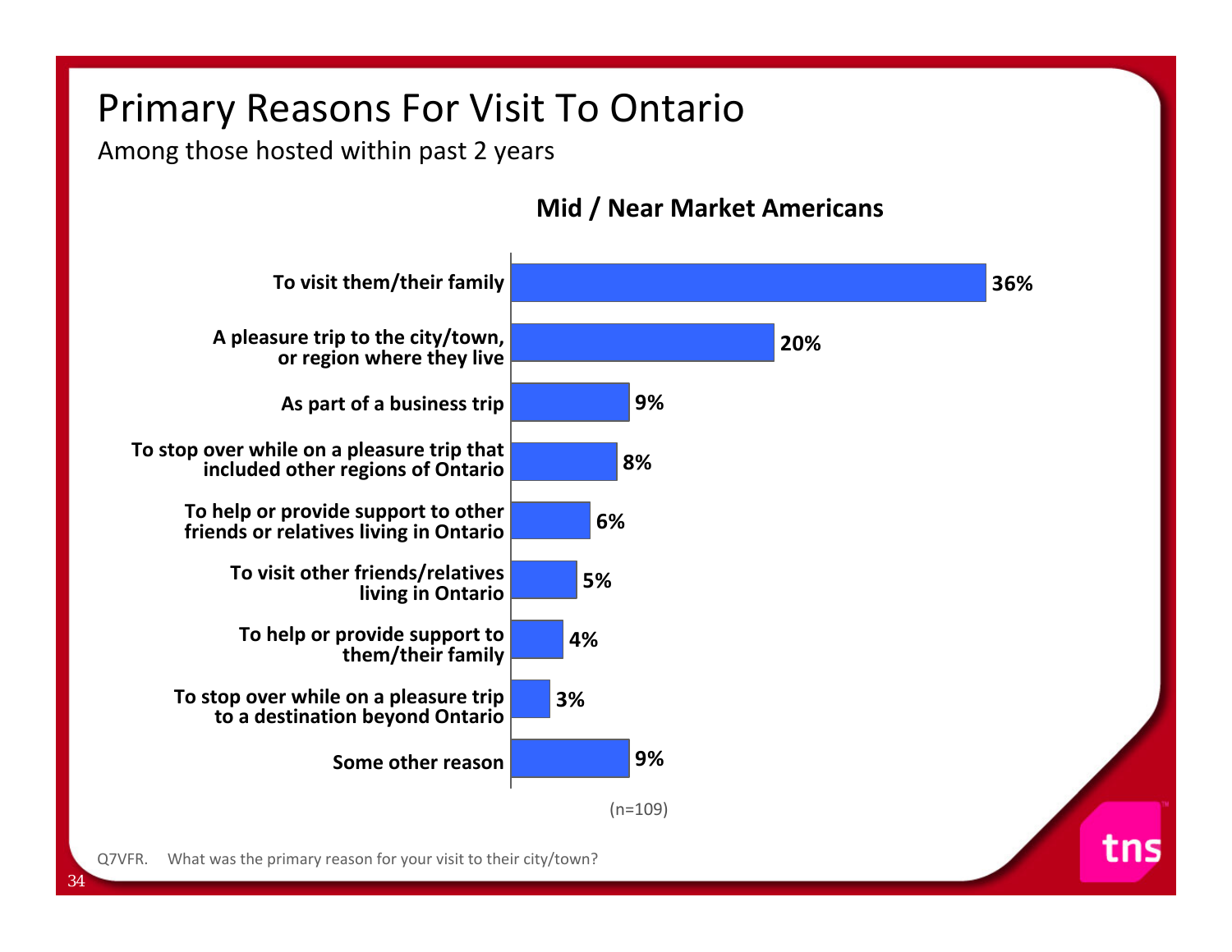# Primary Reasons For Visit To Ontario

Among those hosted within past 2 years

**Mid / Near Market Americans**

| Reason | % |
|---|---|
| To visit them/their family | 36% |
| A pleasure trip to the city/town, or region where they live | 20% |
| As part of a business trip | 9% |
| To stop over while on a pleasure trip that included other regions of Ontario | 8% |
| To help or provide support to other friends or relatives living in Ontario | 6% |
| To visit other friends/relatives living in Ontario | 5% |
| To help or provide support to them/their family | 4% |
| To stop over while on a pleasure trip to a destination beyond Ontario | 3% |
| Some other reason | 9% |

(n=109)

Q7VFR. What was the primary reason for your visit to their city/town?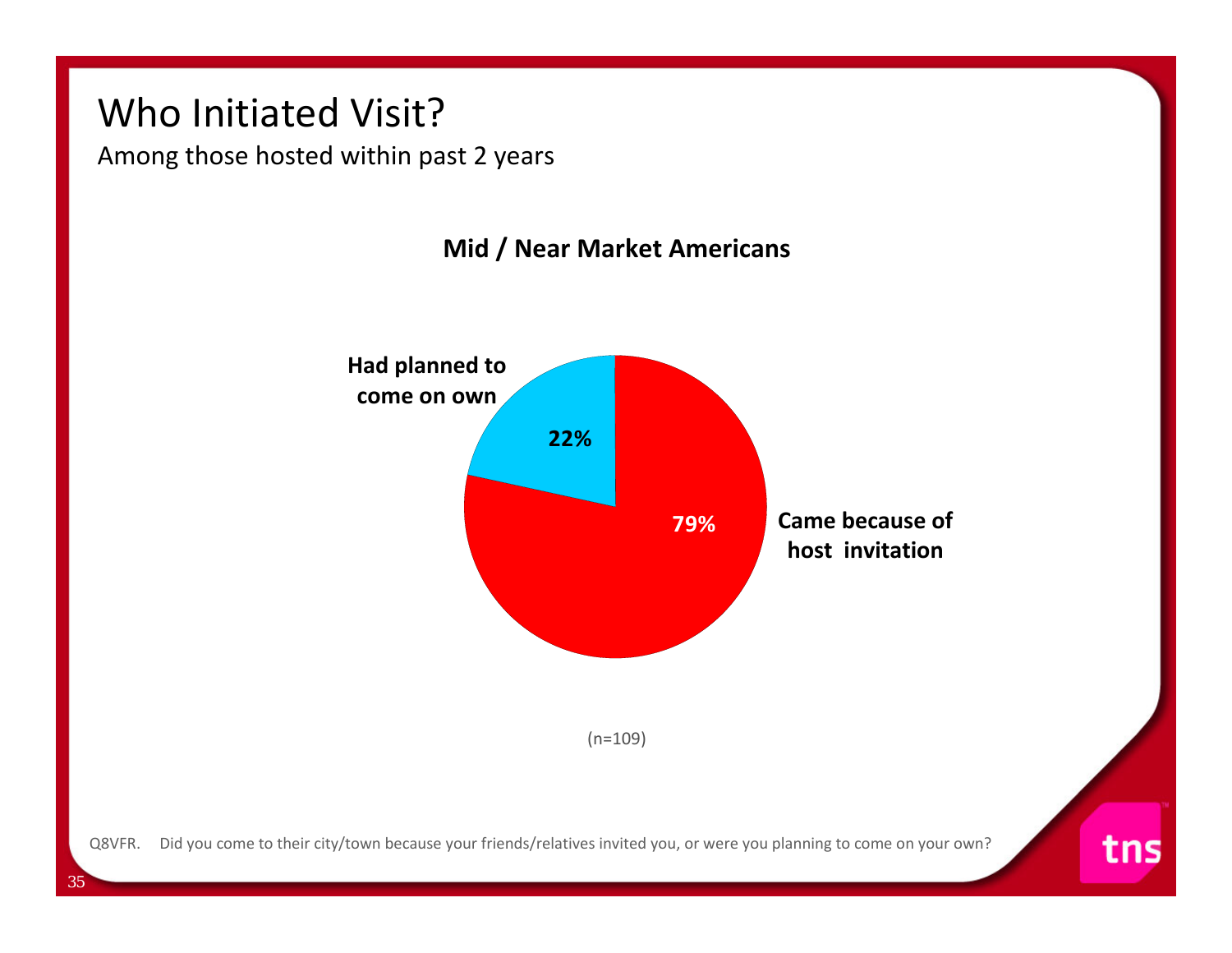# Who Initiated Visit?

Among those hosted within past 2 years

**Mid / Near Market Americans**

| Response | % |
|---|---|
| Had planned to come on own | 22% |
| Came because of host invitation | 79% |

(n=109)

Q8VFR. Did you come to their city/town because your friends/relatives invited you, or were you planning to come on your own?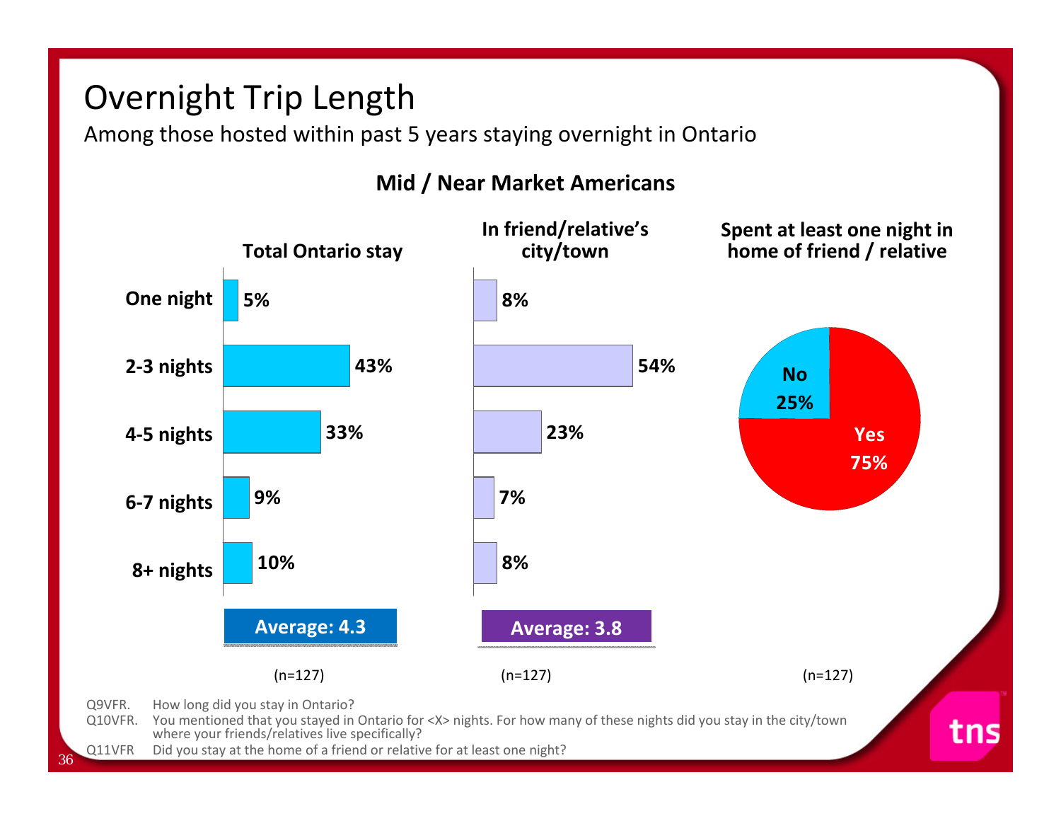# Overnight Trip Length

Among those hosted within past 5 years staying overnight in Ontario

## Mid / Near Market Americans

| | Total Ontario stay | In friend/relative's city/town |
|---|---|---|
| One night | 5% | 8% |
| 2-3 nights | 43% | 54% |
| 4-5 nights | 33% | 23% |
| 6-7 nights | 9% | 7% |
| 8+ nights | 10% | 8% |
| **Average** | **4.3** | **3.8** |
| | (n=127) | (n=127) |

**Spent at least one night in home of friend / relative**

| | |
|---|---|
| Yes | 75% |
| No | 25% |

(n=127)

Q9VFR. How long did you stay in Ontario?
Q10VFR. You mentioned that you stayed in Ontario for <X> nights. For how many of these nights did you stay in the city/town where your friends/relatives live specifically?
Q11VFR Did you stay at the home of a friend or relative for at least one night?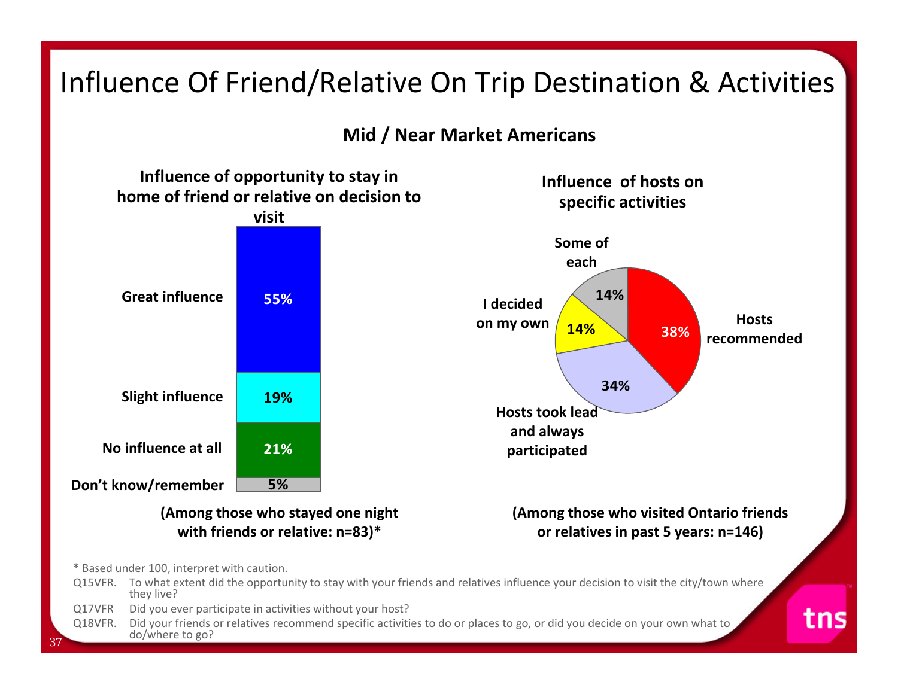# Influence Of Friend/Relative On Trip Destination & Activities

## Mid / Near Market Americans

### Influence of opportunity to stay in home of friend or relative on decision to visit

| Response | % |
|---|---|
| Great influence | 55% |
| Slight influence | 19% |
| No influence at all | 21% |
| Don't know/remember | 5% |

**(Among those who stayed one night with friends or relative: n=83)***

### Influence of hosts on specific activities

| Response | % |
|---|---|
| Hosts recommended | 38% |
| Hosts took lead and always participated | 34% |
| I decided on my own | 14% |
| Some of each | 14% |

**(Among those who visited Ontario friends or relatives in past 5 years: n=146)**

\* Based under 100, interpret with caution.

Q15VFR. To what extent did the opportunity to stay with your friends and relatives influence your decision to visit the city/town where they live?

Q17VFR Did you ever participate in activities without your host?

Q18VFR. Did your friends or relatives recommend specific activities to do or places to go, or did you decide on your own what to do/where to go?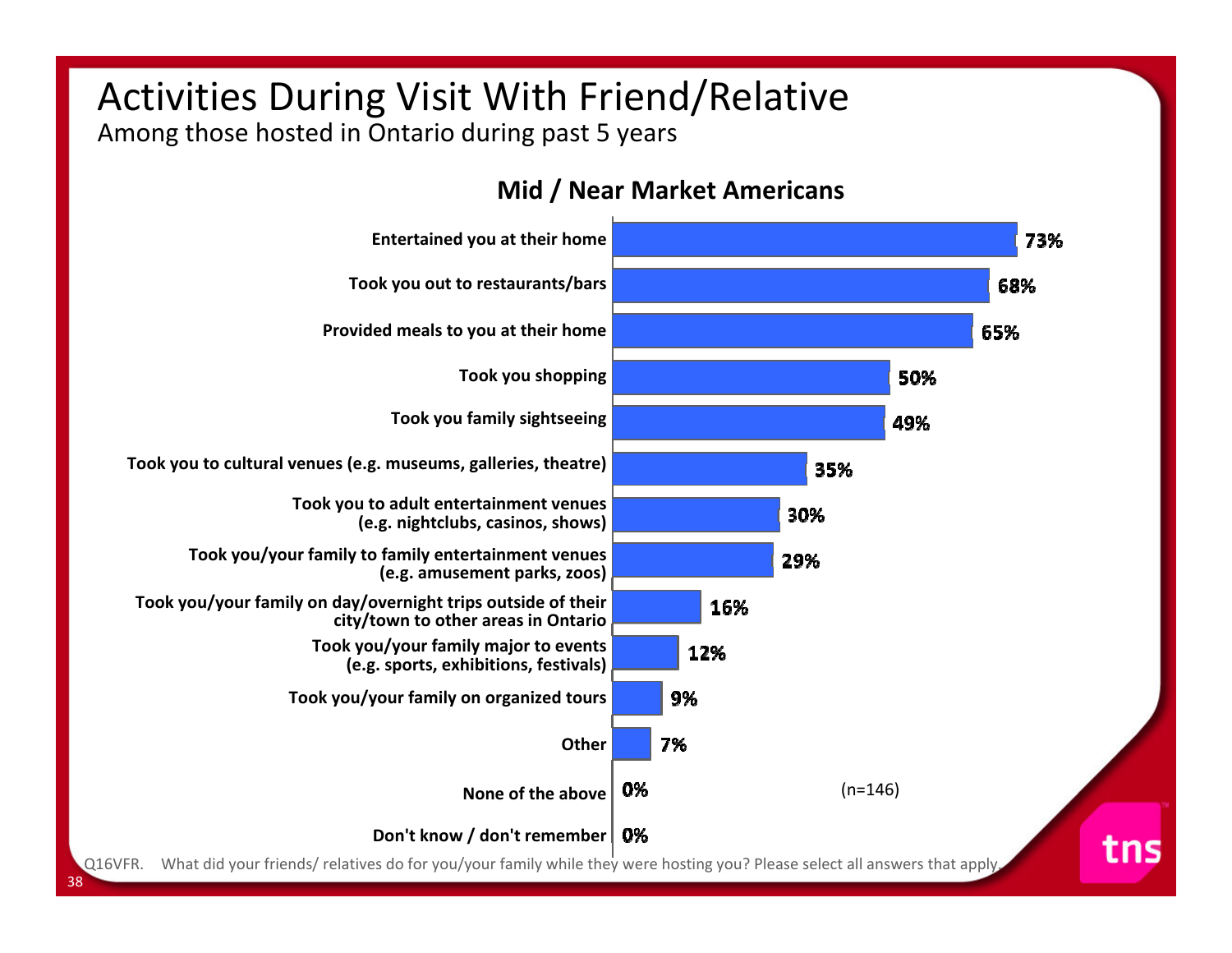# Activities During Visit With Friend/Relative

Among those hosted in Ontario during past 5 years

## Mid / Near Market Americans

| Activity | % |
|---|---|
| Entertained you at their home | 73% |
| Took you out to restaurants/bars | 68% |
| Provided meals to you at their home | 65% |
| Took you shopping | 50% |
| Took you family sightseeing | 49% |
| Took you to cultural venues (e.g. museums, galleries, theatre) | 35% |
| Took you to adult entertainment venues (e.g. nightclubs, casinos, shows) | 30% |
| Took you/your family to family entertainment venues (e.g. amusement parks, zoos) | 29% |
| Took you/your family on day/overnight trips outside of their city/town to other areas in Ontario | 16% |
| Took you/your family major to events (e.g. sports, exhibitions, festivals) | 12% |
| Took you/your family on organized tours | 9% |
| Other | 7% |
| None of the above | 0% |
| Don't know / don't remember | 0% |

(n=146)

Q16VFR. What did your friends/ relatives do for you/your family while they were hosting you? Please select all answers that apply.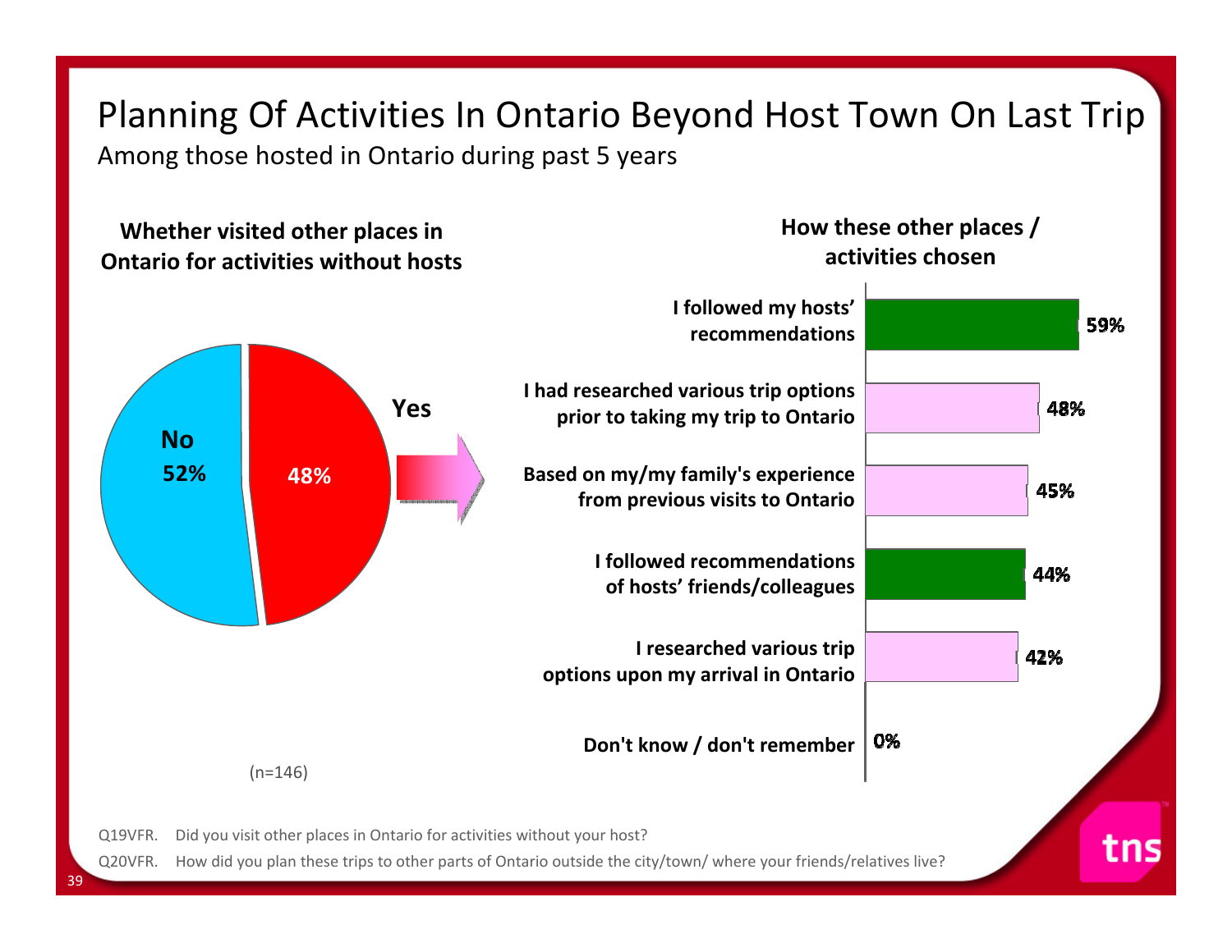# Planning Of Activities In Ontario Beyond Host Town On Last Trip

Among those hosted in Ontario during past 5 years

**Whether visited other places in Ontario for activities without hosts**

| Response | % |
|---|---|
| No | 52% |
| Yes | 48% |

(n=146)

**How these other places / activities chosen**

| How chosen | % |
|---|---|
| I followed my hosts' recommendations | 59% |
| I had researched various trip options prior to taking my trip to Ontario | 48% |
| Based on my/my family's experience from previous visits to Ontario | 45% |
| I followed recommendations of hosts' friends/colleagues | 44% |
| I researched various trip options upon my arrival in Ontario | 42% |
| Don't know / don't remember | 0% |

Q19VFR. Did you visit other places in Ontario for activities without your host?

Q20VFR. How did you plan these trips to other parts of Ontario outside the city/town/ where your friends/relatives live?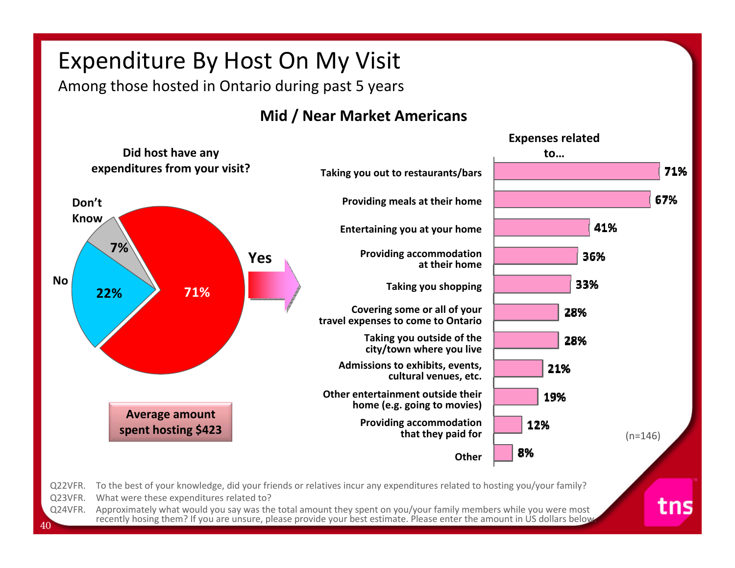# Expenditure By Host On My Visit

Among those hosted in Ontario during past 5 years

## Mid / Near Market Americans

**Did host have any expenditures from your visit?**

| Response | % |
|---|---|
| Yes | 71% |
| No | 22% |
| Don't Know | 7% |

**Average amount spent hosting $423**

**Expenses related to…**

| Expense | % |
|---|---|
| Taking you out to restaurants/bars | 71% |
| Providing meals at their home | 67% |
| Entertaining you at your home | 41% |
| Providing accommodation at their home | 36% |
| Taking you shopping | 33% |
| Covering some or all of your travel expenses to come to Ontario | 28% |
| Taking you outside of the city/town where you live | 28% |
| Admissions to exhibits, events, cultural venues, etc. | 21% |
| Other entertainment outside their home (e.g. going to movies) | 19% |
| Providing accommodation that they paid for | 12% |
| Other | 8% |

(n=146)

Q22VFR. To the best of your knowledge, did your friends or relatives incur any expenditures related to hosting you/your family?

Q23VFR. What were these expenditures related to?

Q24VFR. Approximately what would you say was the total amount they spent on you/your family members while you were most recently hosing them? If you are unsure, please provide your best estimate. Please enter the amount in US dollars below.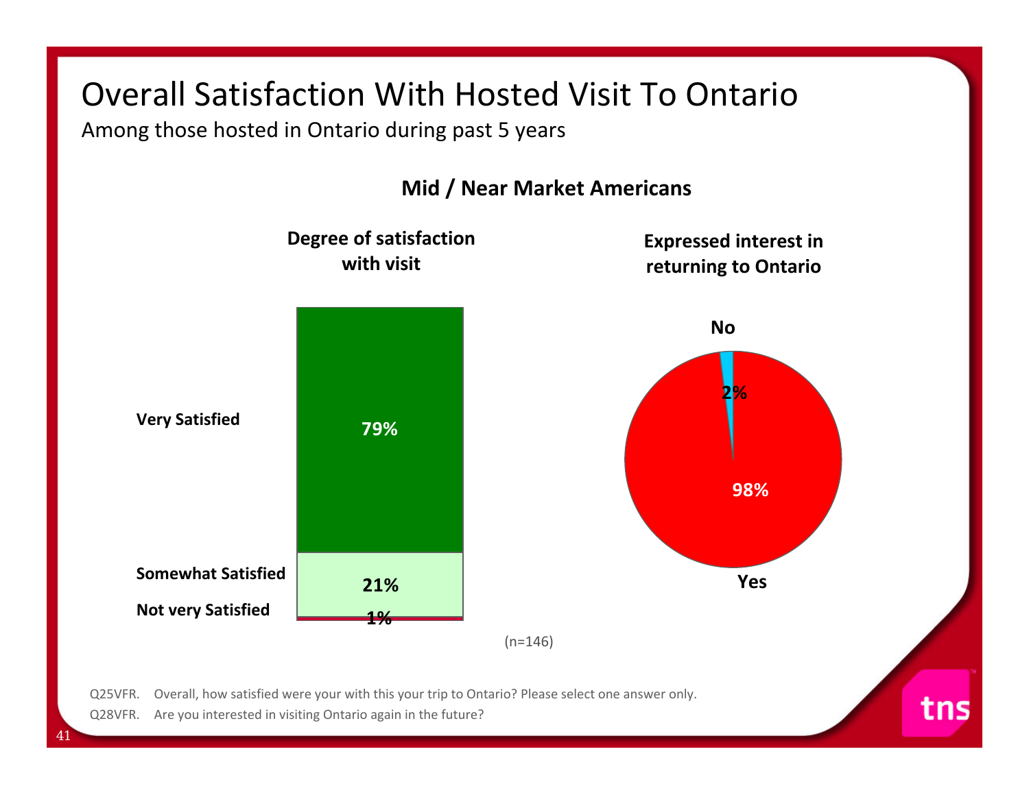# Overall Satisfaction With Hosted Visit To Ontario

Among those hosted in Ontario during past 5 years

**Mid / Near Market Americans**

**Degree of satisfaction with visit**

| Response | % |
|---|---|
| Very Satisfied | 79% |
| Somewhat Satisfied | 21% |
| Not very Satisfied | 1% |

**Expressed interest in returning to Ontario**

| Response | % |
|---|---|
| Yes | 98% |
| No | 2% |

(n=146)

Q25VFR. Overall, how satisfied were your with this your trip to Ontario? Please select one answer only.

Q28VFR. Are you interested in visiting Ontario again in the future?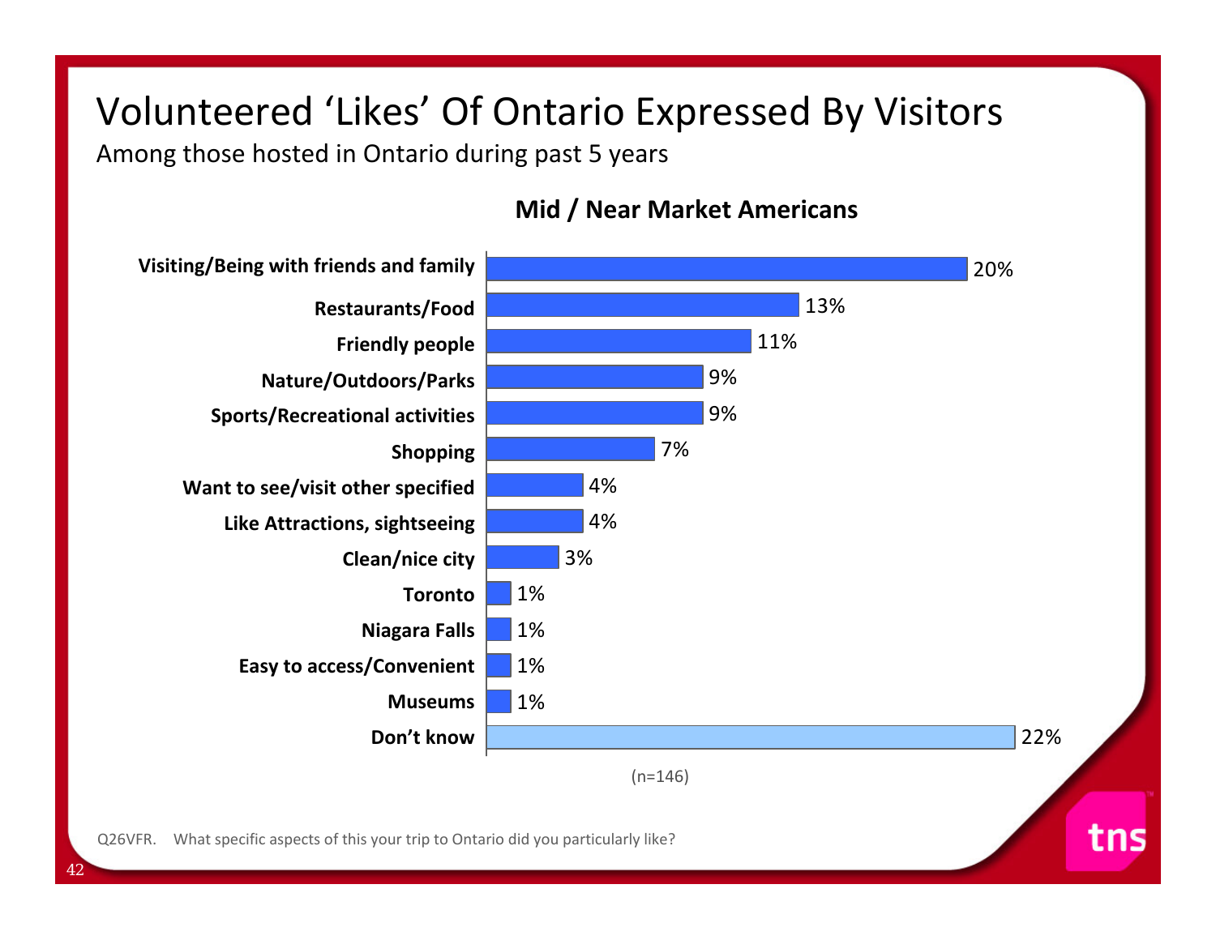# Volunteered 'Likes' Of Ontario Expressed By Visitors

Among those hosted in Ontario during past 5 years

**Mid / Near Market Americans**

| | % |
|---|---|
| Visiting/Being with friends and family | 20% |
| Restaurants/Food | 13% |
| Friendly people | 11% |
| Nature/Outdoors/Parks | 9% |
| Sports/Recreational activities | 9% |
| Shopping | 7% |
| Want to see/visit other specified | 4% |
| Like Attractions, sightseeing | 4% |
| Clean/nice city | 3% |
| Toronto | 1% |
| Niagara Falls | 1% |
| Easy to access/Convenient | 1% |
| Museums | 1% |
| Don't know | 22% |

(n=146)

Q26VFR. What specific aspects of this your trip to Ontario did you particularly like?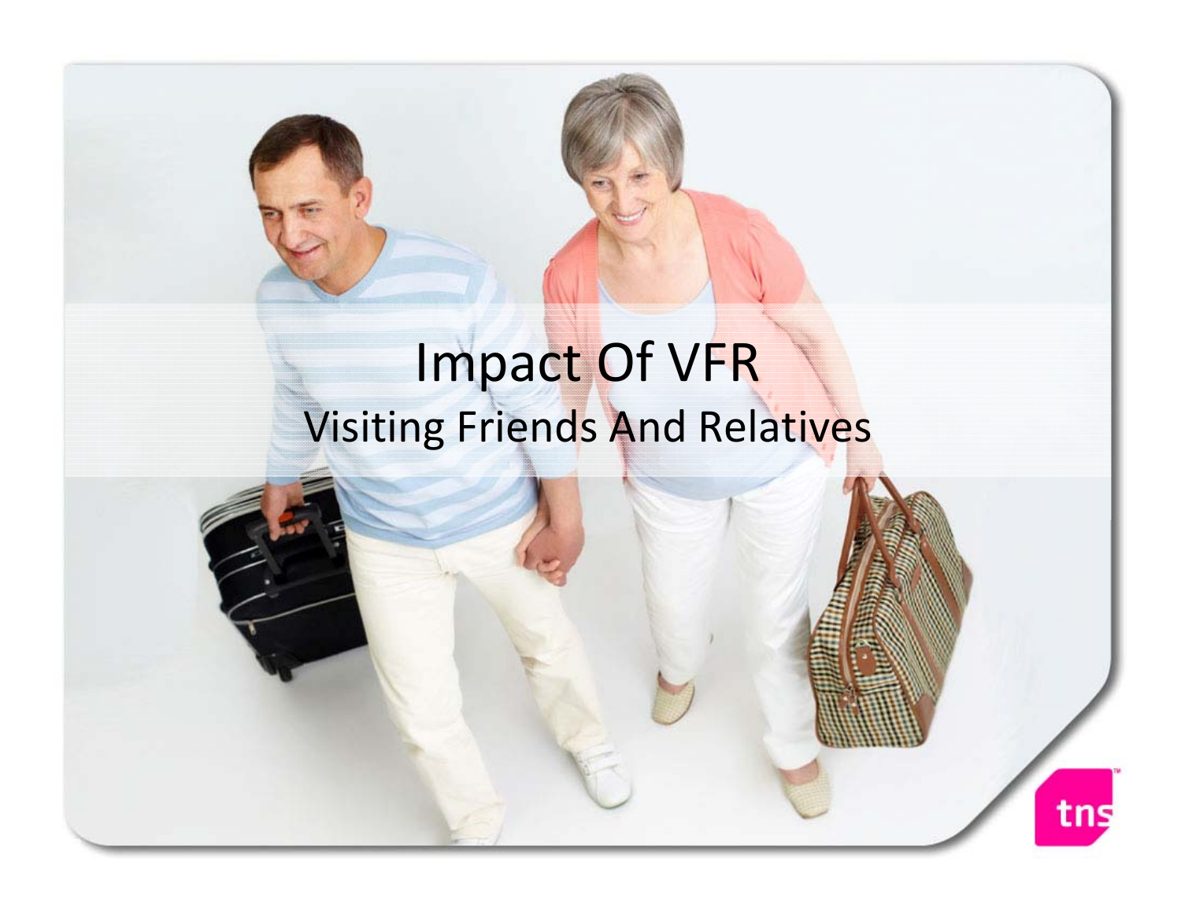# Impact Of VFR

## Visiting Friends And Relatives